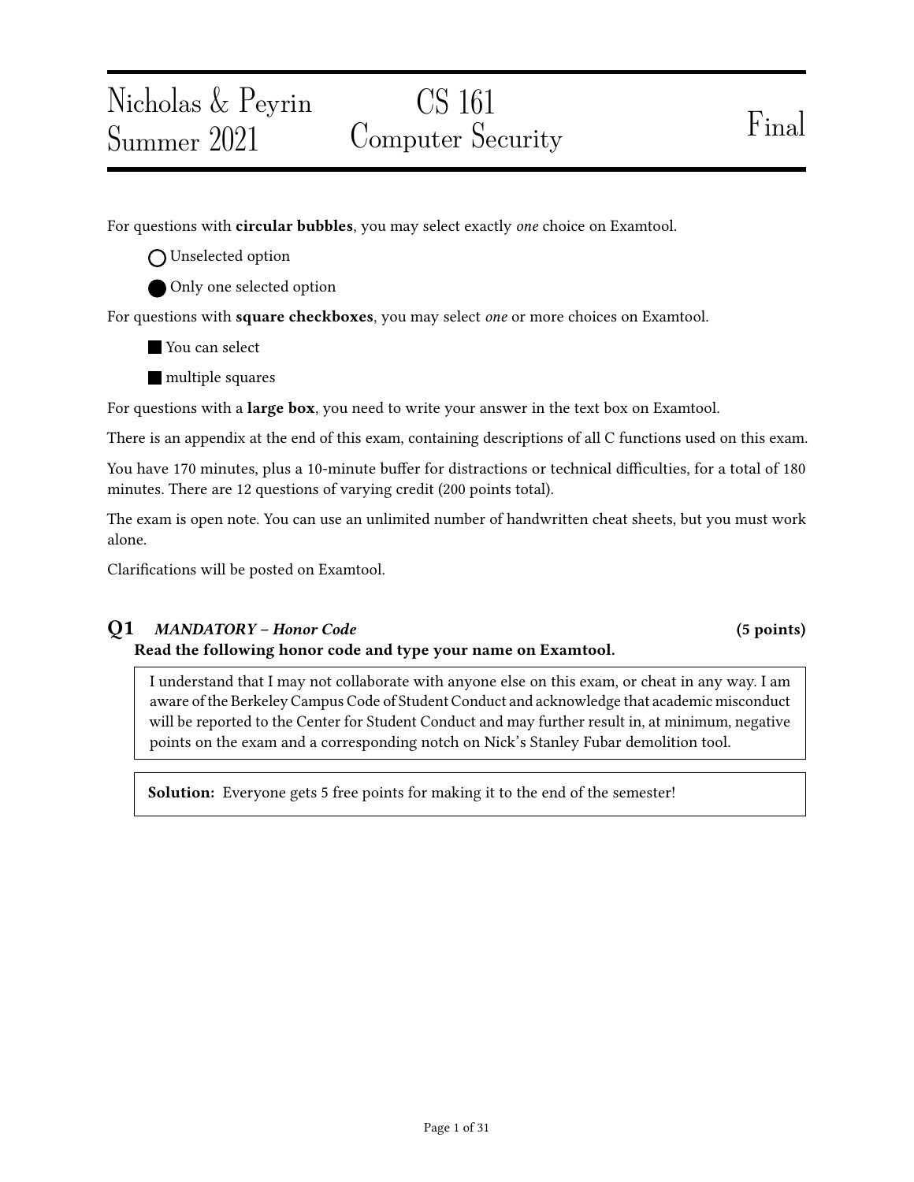# Nicholas & Peyrin — Summer 2021 — CS 161 Computer Security — Final

For questions with **circular bubbles**, you may select exactly *one* choice on Examtool.

- ◯ Unselected option
- ● Only one selected option

For questions with **square checkboxes**, you may select *one* or more choices on Examtool.

- ■ You can select
- ■ multiple squares

For questions with a **large box**, you need to write your answer in the text box on Examtool.

There is an appendix at the end of this exam, containing descriptions of all C functions used on this exam.

You have 170 minutes, plus a 10-minute buffer for distractions or technical difficulties, for a total of 180 minutes. There are 12 questions of varying credit (200 points total).

The exam is open note. You can use an unlimited number of handwritten cheat sheets, but you must work alone.

Clarifications will be posted on Examtool.

## Q1 *MANDATORY – Honor Code* (5 points)

**Read the following honor code and type your name on Examtool.**

> I understand that I may not collaborate with anyone else on this exam, or cheat in any way. I am aware of the Berkeley Campus Code of Student Conduct and acknowledge that academic misconduct will be reported to the Center for Student Conduct and may further result in, at minimum, negative points on the exam and a corresponding notch on Nick's Stanley Fubar demolition tool.

**Solution:** Everyone gets 5 free points for making it to the end of the semester!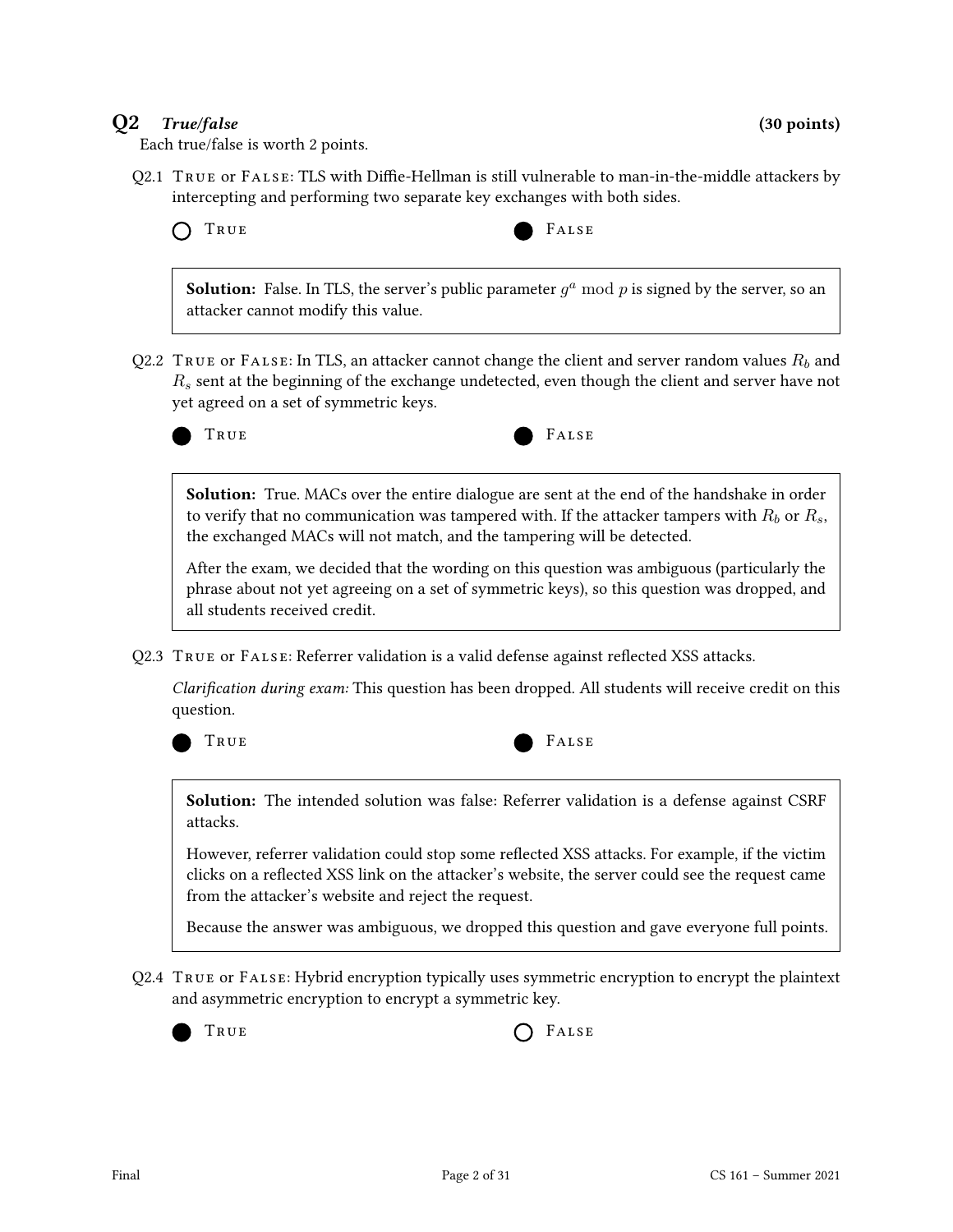## Q2 *True/false* (30 points)

Each true/false is worth 2 points.

Q2.1 True or False: TLS with Diffie-Hellman is still vulnerable to man-in-the-middle attackers by intercepting and performing two separate key exchanges with both sides.

○ True ● False

**Solution:** False. In TLS, the server's public parameter $g^a \bmod p$ is signed by the server, so an attacker cannot modify this value.

Q2.2 True or False: In TLS, an attacker cannot change the client and server random values $R_b$ and $R_s$ sent at the beginning of the exchange undetected, even though the client and server have not yet agreed on a set of symmetric keys.

● True ● False

**Solution:** True. MACs over the entire dialogue are sent at the end of the handshake in order to verify that no communication was tampered with. If the attacker tampers with $R_b$ or $R_s$, the exchanged MACs will not match, and the tampering will be detected.

After the exam, we decided that the wording on this question was ambiguous (particularly the phrase about not yet agreeing on a set of symmetric keys), so this question was dropped, and all students received credit.

Q2.3 True or False: Referrer validation is a valid defense against reflected XSS attacks.

*Clarification during exam:* This question has been dropped. All students will receive credit on this question.

● True ● False

**Solution:** The intended solution was false: Referrer validation is a defense against CSRF attacks.

However, referrer validation could stop some reflected XSS attacks. For example, if the victim clicks on a reflected XSS link on the attacker's website, the server could see the request came from the attacker's website and reject the request.

Because the answer was ambiguous, we dropped this question and gave everyone full points.

Q2.4 True or False: Hybrid encryption typically uses symmetric encryption to encrypt the plaintext and asymmetric encryption to encrypt a symmetric key.

● True ○ False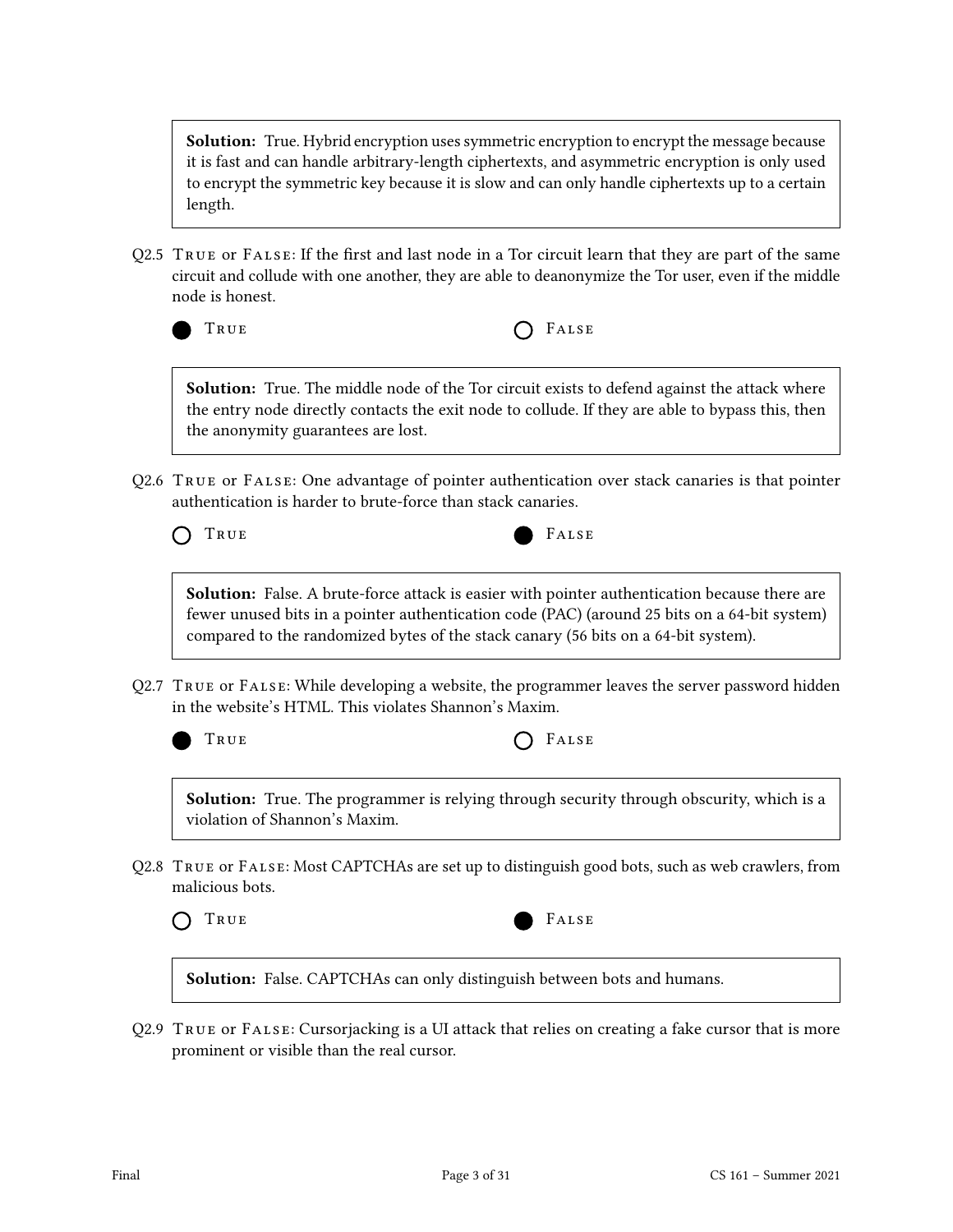**Solution:** True. Hybrid encryption uses symmetric encryption to encrypt the message because it is fast and can handle arbitrary-length ciphertexts, and asymmetric encryption is only used to encrypt the symmetric key because it is slow and can only handle ciphertexts up to a certain length.

Q2.5 TRUE or FALSE: If the first and last node in a Tor circuit learn that they are part of the same circuit and collude with one another, they are able to deanonymize the Tor user, even if the middle node is honest.

● TRUE ○ FALSE

**Solution:** True. The middle node of the Tor circuit exists to defend against the attack where the entry node directly contacts the exit node to collude. If they are able to bypass this, then the anonymity guarantees are lost.

Q2.6 TRUE or FALSE: One advantage of pointer authentication over stack canaries is that pointer authentication is harder to brute-force than stack canaries.

○ TRUE ● FALSE

**Solution:** False. A brute-force attack is easier with pointer authentication because there are fewer unused bits in a pointer authentication code (PAC) (around 25 bits on a 64-bit system) compared to the randomized bytes of the stack canary (56 bits on a 64-bit system).

Q2.7 TRUE or FALSE: While developing a website, the programmer leaves the server password hidden in the website's HTML. This violates Shannon's Maxim.

● TRUE ○ FALSE

**Solution:** True. The programmer is relying through security through obscurity, which is a violation of Shannon's Maxim.

Q2.8 TRUE or FALSE: Most CAPTCHAs are set up to distinguish good bots, such as web crawlers, from malicious bots.

○ TRUE ● FALSE

**Solution:** False. CAPTCHAs can only distinguish between bots and humans.

Q2.9 TRUE or FALSE: Cursorjacking is a UI attack that relies on creating a fake cursor that is more prominent or visible than the real cursor.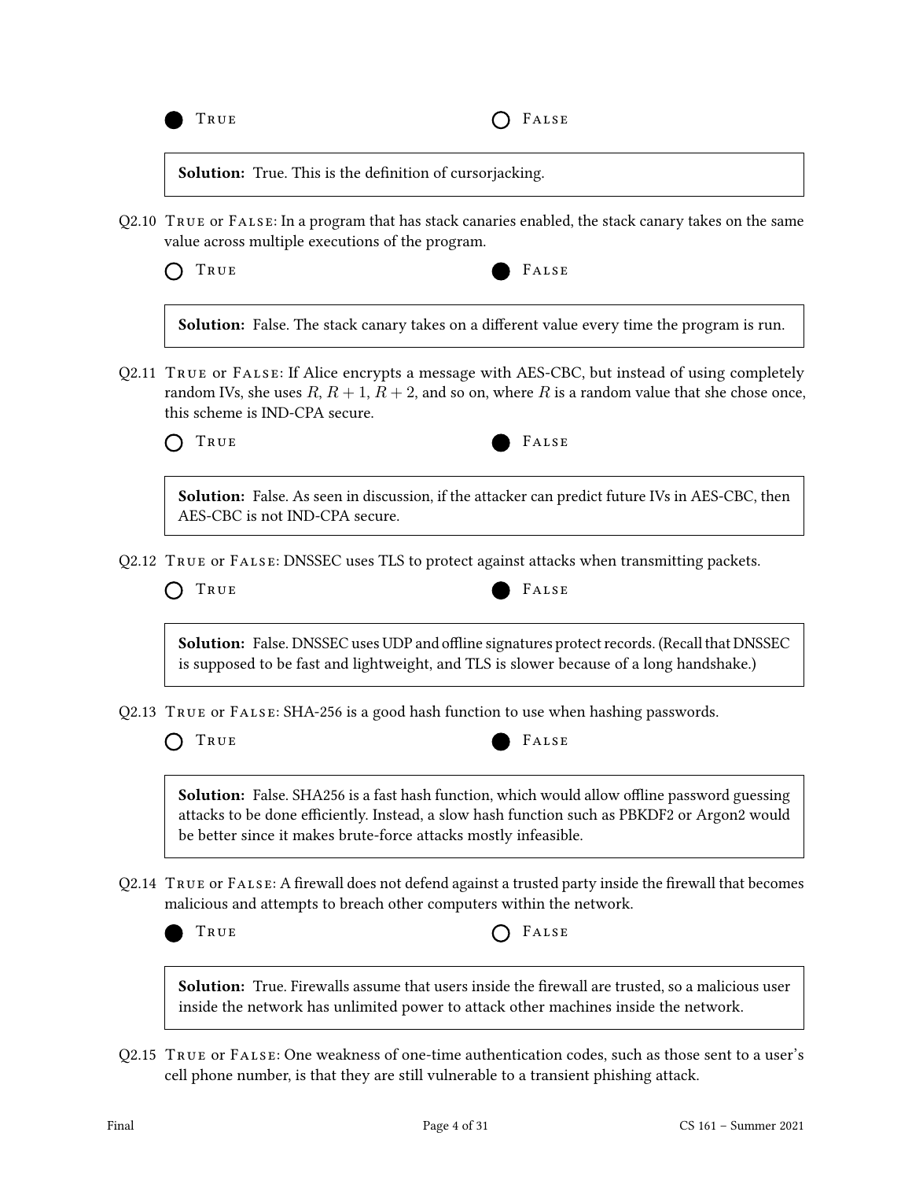● True ○ False

**Solution:** True. This is the definition of cursorjacking.

Q2.10 True or False: In a program that has stack canaries enabled, the stack canary takes on the same value across multiple executions of the program.

○ True ● False

**Solution:** False. The stack canary takes on a different value every time the program is run.

Q2.11 True or False: If Alice encrypts a message with AES-CBC, but instead of using completely random IVs, she uses $R$, $R + 1$, $R + 2$, and so on, where $R$ is a random value that she chose once, this scheme is IND-CPA secure.

○ True ● False

**Solution:** False. As seen in discussion, if the attacker can predict future IVs in AES-CBC, then AES-CBC is not IND-CPA secure.

Q2.12 True or False: DNSSEC uses TLS to protect against attacks when transmitting packets.

○ True ● False

**Solution:** False. DNSSEC uses UDP and offline signatures protect records. (Recall that DNSSEC is supposed to be fast and lightweight, and TLS is slower because of a long handshake.)

Q2.13 True or False: SHA-256 is a good hash function to use when hashing passwords.

○ True ● False

**Solution:** False. SHA256 is a fast hash function, which would allow offline password guessing attacks to be done efficiently. Instead, a slow hash function such as PBKDF2 or Argon2 would be better since it makes brute-force attacks mostly infeasible.

Q2.14 True or False: A firewall does not defend against a trusted party inside the firewall that becomes malicious and attempts to breach other computers within the network.

● True ○ False

**Solution:** True. Firewalls assume that users inside the firewall are trusted, so a malicious user inside the network has unlimited power to attack other machines inside the network.

Q2.15 True or False: One weakness of one-time authentication codes, such as those sent to a user's cell phone number, is that they are still vulnerable to a transient phishing attack.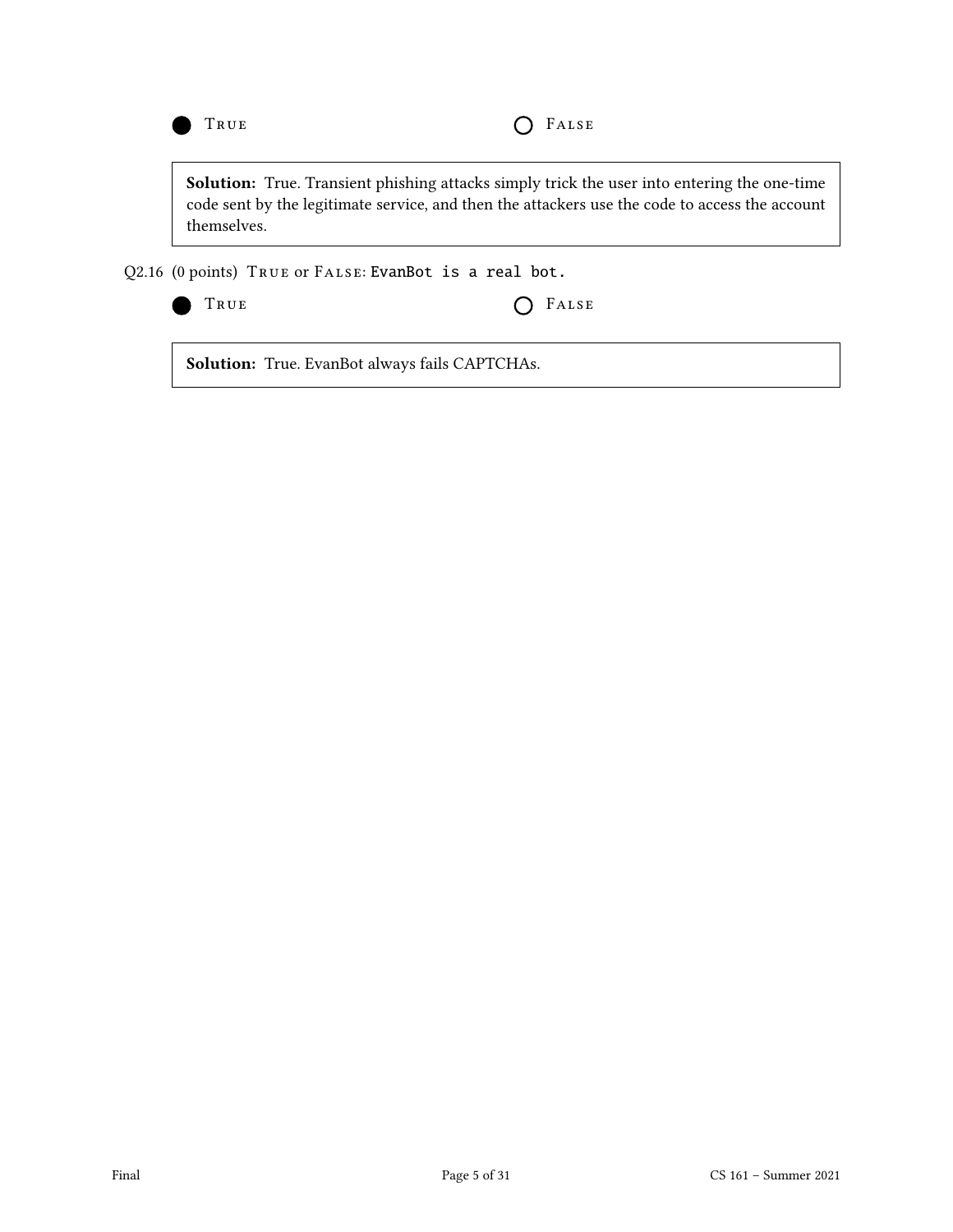● True ○ False

**Solution:** True. Transient phishing attacks simply trick the user into entering the one-time code sent by the legitimate service, and then the attackers use the code to access the account themselves.

Q2.16 (0 points) True or False: `EvanBot is a real bot.`

● True ○ False

**Solution:** True. EvanBot always fails CAPTCHAs.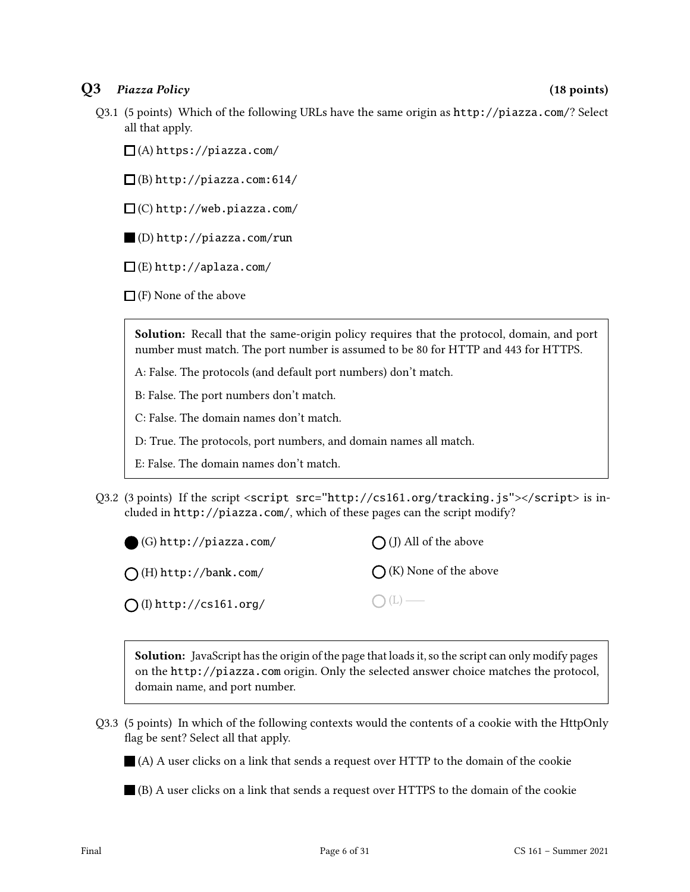## Q3 *Piazza Policy* (18 points)

Q3.1 (5 points) Which of the following URLs have the same origin as `http://piazza.com/`? Select all that apply.

☐ (A) `https://piazza.com/`

☐ (B) `http://piazza.com:614/`

☐ (C) `http://web.piazza.com/`

■ (D) `http://piazza.com/run`

☐ (E) `http://aplaza.com/`

☐ (F) None of the above

> **Solution:** Recall that the same-origin policy requires that the protocol, domain, and port number must match. The port number is assumed to be 80 for HTTP and 443 for HTTPS.
>
> A: False. The protocols (and default port numbers) don't match.
>
> B: False. The port numbers don't match.
>
> C: False. The domain names don't match.
>
> D: True. The protocols, port numbers, and domain names all match.
>
> E: False. The domain names don't match.

Q3.2 (3 points) If the script `<script src="http://cs161.org/tracking.js"></script>` is included in `http://piazza.com/`, which of these pages can the script modify?

● (G) `http://piazza.com/`

○ (H) `http://bank.com/`

○ (I) `http://cs161.org/`

○ (J) All of the above

○ (K) None of the above

○ (L) ——

> **Solution:** JavaScript has the origin of the page that loads it, so the script can only modify pages on the `http://piazza.com` origin. Only the selected answer choice matches the protocol, domain name, and port number.

Q3.3 (5 points) In which of the following contexts would the contents of a cookie with the HttpOnly flag be sent? Select all that apply.

■ (A) A user clicks on a link that sends a request over HTTP to the domain of the cookie

■ (B) A user clicks on a link that sends a request over HTTPS to the domain of the cookie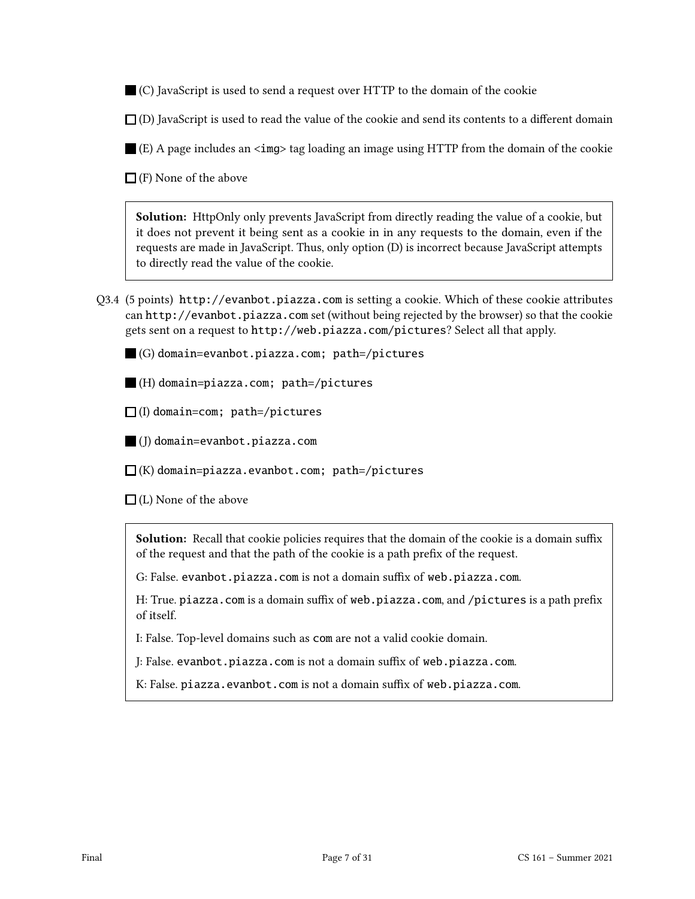■ (C) JavaScript is used to send a request over HTTP to the domain of the cookie

☐ (D) JavaScript is used to read the value of the cookie and send its contents to a different domain

■ (E) A page includes an `<img>` tag loading an image using HTTP from the domain of the cookie

☐ (F) None of the above

> **Solution:** HttpOnly only prevents JavaScript from directly reading the value of a cookie, but it does not prevent it being sent as a cookie in in any requests to the domain, even if the requests are made in JavaScript. Thus, only option (D) is incorrect because JavaScript attempts to directly read the value of the cookie.

Q3.4 (5 points) `http://evanbot.piazza.com` is setting a cookie. Which of these cookie attributes can `http://evanbot.piazza.com` set (without being rejected by the browser) so that the cookie gets sent on a request to `http://web.piazza.com/pictures`? Select all that apply.

■ (G) `domain=evanbot.piazza.com; path=/pictures`

■ (H) `domain=piazza.com; path=/pictures`

☐ (I) `domain=com; path=/pictures`

■ (J) `domain=evanbot.piazza.com`

☐ (K) `domain=piazza.evanbot.com; path=/pictures`

☐ (L) None of the above

> **Solution:** Recall that cookie policies requires that the domain of the cookie is a domain suffix of the request and that the path of the cookie is a path prefix of the request.
>
> G: False. `evanbot.piazza.com` is not a domain suffix of `web.piazza.com`.
>
> H: True. `piazza.com` is a domain suffix of `web.piazza.com`, and `/pictures` is a path prefix of itself.
>
> I: False. Top-level domains such as `com` are not a valid cookie domain.
>
> J: False. `evanbot.piazza.com` is not a domain suffix of `web.piazza.com`.
>
> K: False. `piazza.evanbot.com` is not a domain suffix of `web.piazza.com`.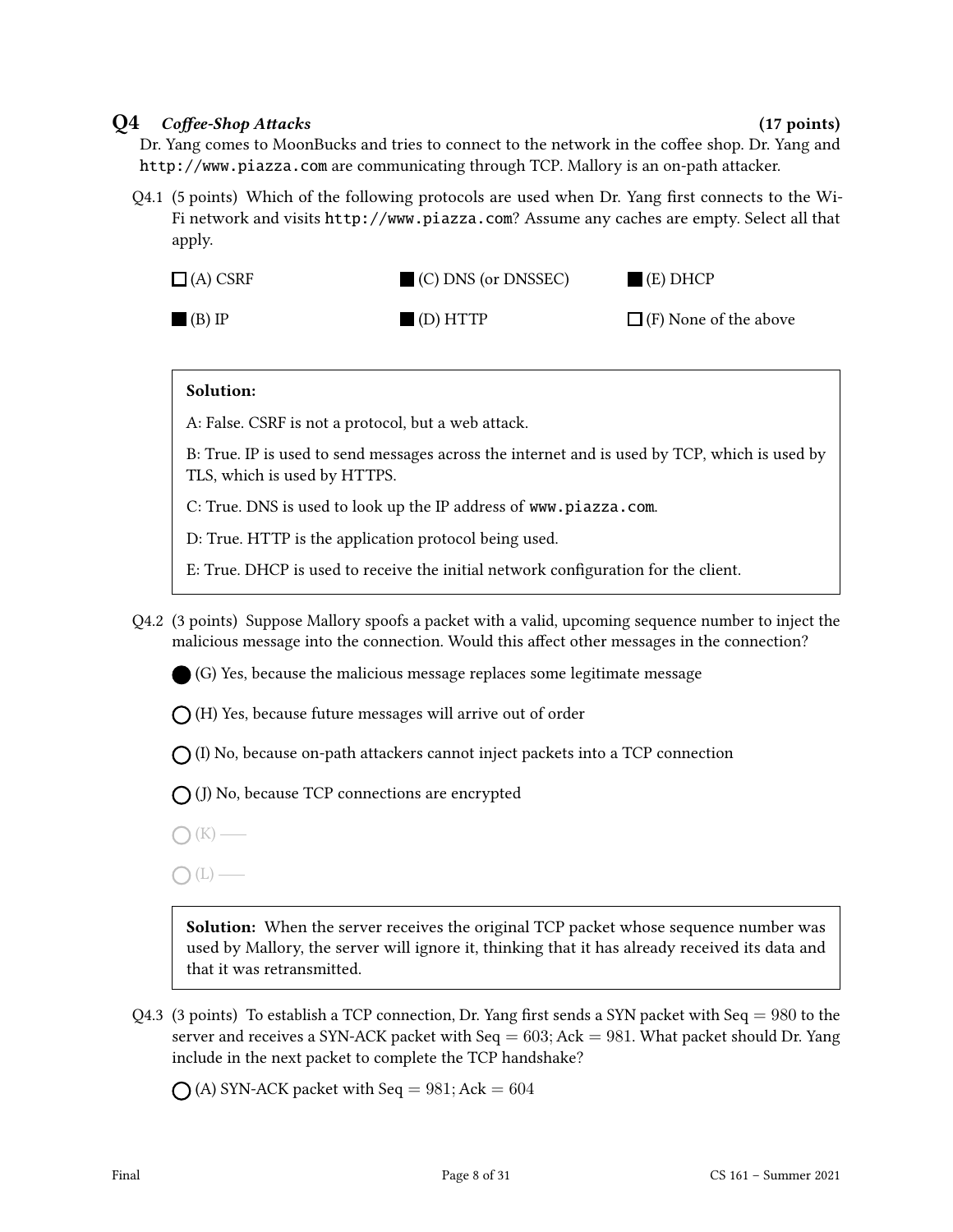## Q4 *Coffee-Shop Attacks* (17 points)

Dr. Yang comes to MoonBucks and tries to connect to the network in the coffee shop. Dr. Yang and `http://www.piazza.com` are communicating through TCP. Mallory is an on-path attacker.

Q4.1 (5 points) Which of the following protocols are used when Dr. Yang first connects to the Wi-Fi network and visits `http://www.piazza.com`? Assume any caches are empty. Select all that apply.

- ☐ (A) CSRF
- ■ (B) IP
- ■ (C) DNS (or DNSSEC)
- ■ (D) HTTP
- ■ (E) DHCP
- ☐ (F) None of the above

> **Solution:**
>
> A: False. CSRF is not a protocol, but a web attack.
>
> B: True. IP is used to send messages across the internet and is used by TCP, which is used by TLS, which is used by HTTPS.
>
> C: True. DNS is used to look up the IP address of `www.piazza.com`.
>
> D: True. HTTP is the application protocol being used.
>
> E: True. DHCP is used to receive the initial network configuration for the client.

Q4.2 (3 points) Suppose Mallory spoofs a packet with a valid, upcoming sequence number to inject the malicious message into the connection. Would this affect other messages in the connection?

- ● (G) Yes, because the malicious message replaces some legitimate message
- ○ (H) Yes, because future messages will arrive out of order
- ○ (I) No, because on-path attackers cannot inject packets into a TCP connection
- ○ (J) No, because TCP connections are encrypted
- ○ (K) ——
- ○ (L) ——

> **Solution:** When the server receives the original TCP packet whose sequence number was used by Mallory, the server will ignore it, thinking that it has already received its data and that it was retransmitted.

Q4.3 (3 points) To establish a TCP connection, Dr. Yang first sends a SYN packet with Seq $= 980$ to the server and receives a SYN-ACK packet with Seq $= 603$; Ack $= 981$. What packet should Dr. Yang include in the next packet to complete the TCP handshake?

- ○ (A) SYN-ACK packet with Seq $= 981$; Ack $= 604$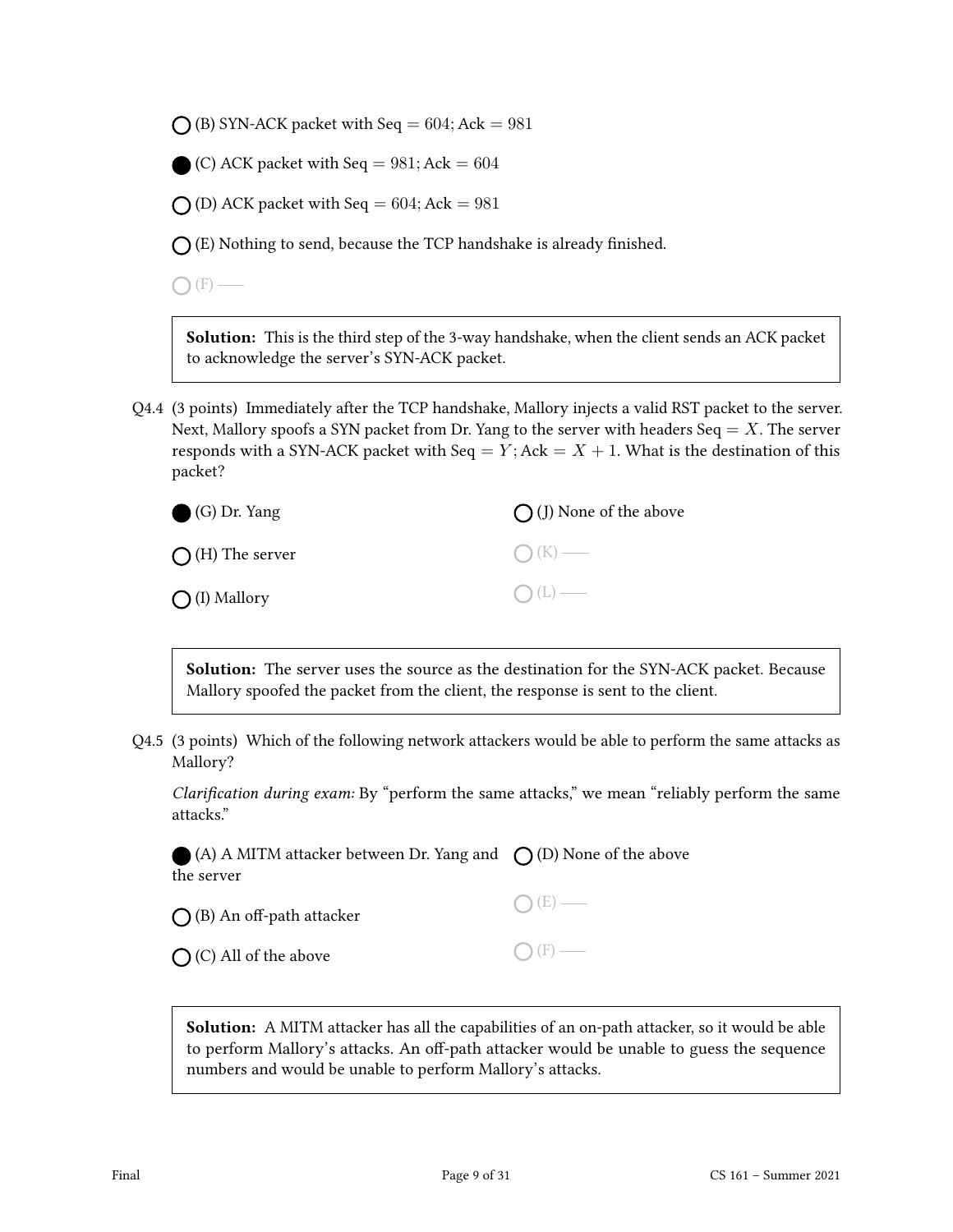○ (B) SYN-ACK packet with Seq $= 604$; Ack $= 981$

● (C) ACK packet with Seq $= 981$; Ack $= 604$

○ (D) ACK packet with Seq $= 604$; Ack $= 981$

○ (E) Nothing to send, because the TCP handshake is already finished.

○ (F) ——

> **Solution:** This is the third step of the 3-way handshake, when the client sends an ACK packet to acknowledge the server's SYN-ACK packet.

Q4.4 (3 points) Immediately after the TCP handshake, Mallory injects a valid RST packet to the server. Next, Mallory spoofs a SYN packet from Dr. Yang to the server with headers Seq $= X$. The server responds with a SYN-ACK packet with Seq $= Y$; Ack $= X + 1$. What is the destination of this packet?

● (G) Dr. Yang

○ (H) The server

○ (I) Mallory

○ (J) None of the above

○ (K) ——

○ (L) ——

> **Solution:** The server uses the source as the destination for the SYN-ACK packet. Because Mallory spoofed the packet from the client, the response is sent to the client.

Q4.5 (3 points) Which of the following network attackers would be able to perform the same attacks as Mallory?

*Clarification during exam:* By "perform the same attacks," we mean "reliably perform the same attacks."

● (A) A MITM attacker between Dr. Yang and the server

○ (B) An off-path attacker

○ (C) All of the above

○ (D) None of the above

○ (E) ——

○ (F) ——

> **Solution:** A MITM attacker has all the capabilities of an on-path attacker, so it would be able to perform Mallory's attacks. An off-path attacker would be unable to guess the sequence numbers and would be unable to perform Mallory's attacks.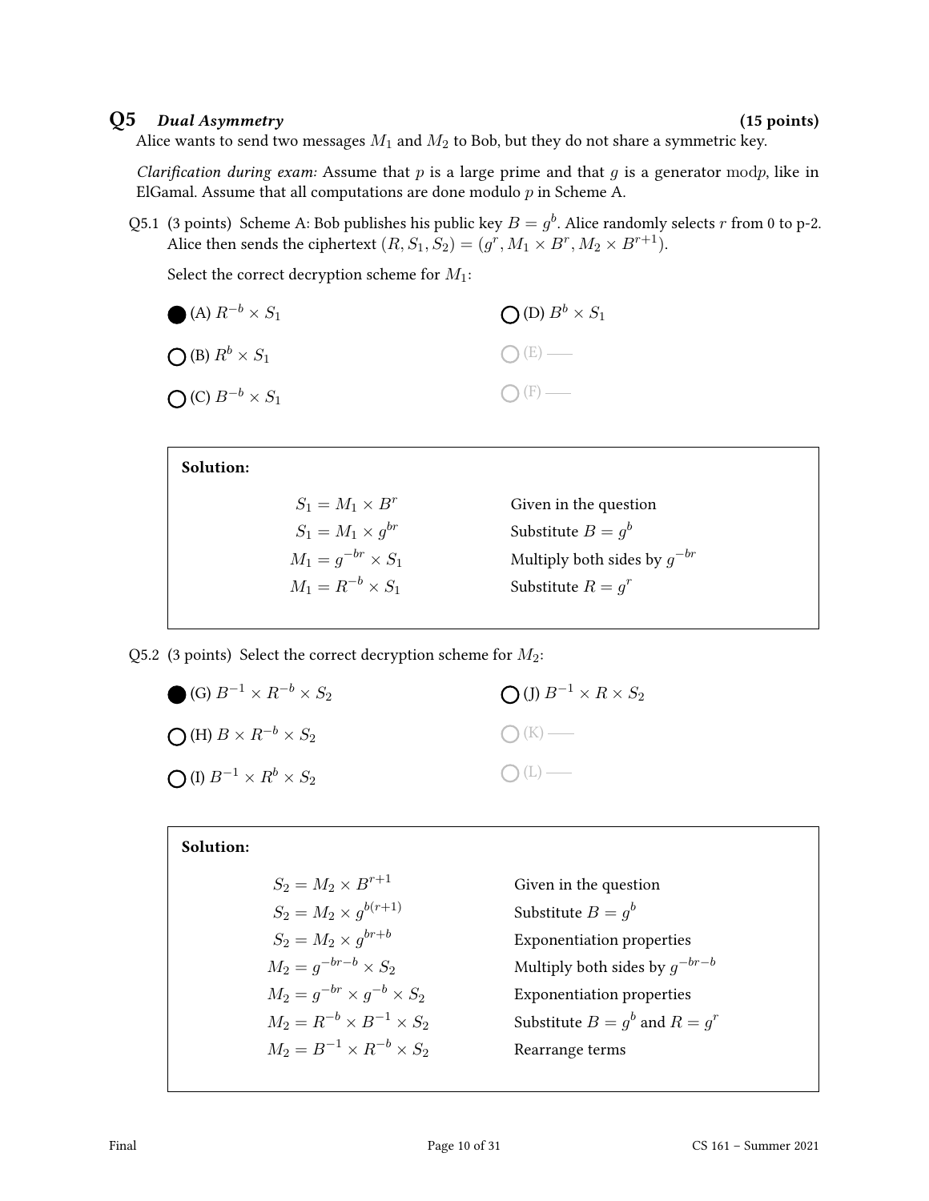## Q5 *Dual Asymmetry* (15 points)

Alice wants to send two messages $M_1$ and $M_2$ to Bob, but they do not share a symmetric key.

*Clarification during exam:* Assume that $p$ is a large prime and that $g$ is a generator $\bmod p$, like in ElGamal. Assume that all computations are done modulo $p$ in Scheme A.

Q5.1 (3 points) Scheme A: Bob publishes his public key $B = g^b$. Alice randomly selects $r$ from 0 to p-2. Alice then sends the ciphertext $(R, S_1, S_2) = (g^r, M_1 \times B^r, M_2 \times B^{r+1})$.

Select the correct decryption scheme for $M_1$:

- ● (A) $R^{-b} \times S_1$
- ○ (B) $R^b \times S_1$
- ○ (C) $B^{-b} \times S_1$
- ○ (D) $B^b \times S_1$
- ○ (E) ——
- ○ (F) ——

**Solution:**

| | |
|---|---|
| $S_1 = M_1 \times B^r$ | Given in the question |
| $S_1 = M_1 \times g^{br}$ | Substitute $B = g^b$ |
| $M_1 = g^{-br} \times S_1$ | Multiply both sides by $g^{-br}$ |
| $M_1 = R^{-b} \times S_1$ | Substitute $R = g^r$ |

Q5.2 (3 points) Select the correct decryption scheme for $M_2$:

- ● (G) $B^{-1} \times R^{-b} \times S_2$
- ○ (H) $B \times R^{-b} \times S_2$
- ○ (I) $B^{-1} \times R^b \times S_2$
- ○ (J) $B^{-1} \times R \times S_2$
- ○ (K) ——
- ○ (L) ——

**Solution:**

| | |
|---|---|
| $S_2 = M_2 \times B^{r+1}$ | Given in the question |
| $S_2 = M_2 \times g^{b(r+1)}$ | Substitute $B = g^b$ |
| $S_2 = M_2 \times g^{br+b}$ | Exponentiation properties |
| $M_2 = g^{-br-b} \times S_2$ | Multiply both sides by $g^{-br-b}$ |
| $M_2 = g^{-br} \times g^{-b} \times S_2$ | Exponentiation properties |
| $M_2 = R^{-b} \times B^{-1} \times S_2$ | Substitute $B = g^b$ and $R = g^r$ |
| $M_2 = B^{-1} \times R^{-b} \times S_2$ | Rearrange terms |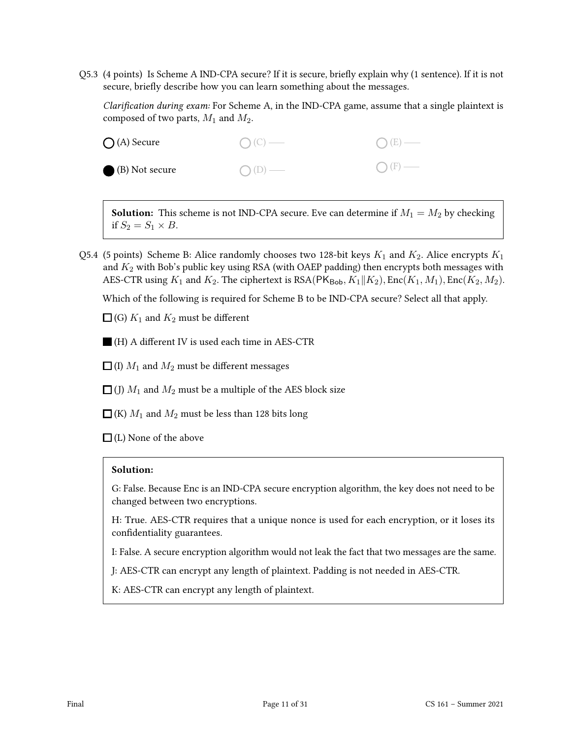Q5.3 (4 points) Is Scheme A IND-CPA secure? If it is secure, briefly explain why (1 sentence). If it is not secure, briefly describe how you can learn something about the messages.

*Clarification during exam:* For Scheme A, in the IND-CPA game, assume that a single plaintext is composed of two parts, $M_1$ and $M_2$.

- ○ (A) Secure
- ● (B) Not secure
- ○ (C) —
- ○ (D) —
- ○ (E) —
- ○ (F) —

> **Solution:** This scheme is not IND-CPA secure. Eve can determine if $M_1 = M_2$ by checking if $S_2 = S_1 \times B$.

Q5.4 (5 points) Scheme B: Alice randomly chooses two 128-bit keys $K_1$ and $K_2$. Alice encrypts $K_1$ and $K_2$ with Bob's public key using RSA (with OAEP padding) then encrypts both messages with AES-CTR using $K_1$ and $K_2$. The ciphertext is $\text{RSA}(\mathsf{PK}_{\mathsf{Bob}}, K_1 \| K_2), \text{Enc}(K_1, M_1), \text{Enc}(K_2, M_2)$.

Which of the following is required for Scheme B to be IND-CPA secure? Select all that apply.

- ☐ (G) $K_1$ and $K_2$ must be different
- ■ (H) A different IV is used each time in AES-CTR
- ☐ (I) $M_1$ and $M_2$ must be different messages
- ☐ (J) $M_1$ and $M_2$ must be a multiple of the AES block size
- ☐ (K) $M_1$ and $M_2$ must be less than 128 bits long
- ☐ (L) None of the above

> **Solution:**
>
> G: False. Because Enc is an IND-CPA secure encryption algorithm, the key does not need to be changed between two encryptions.
>
> H: True. AES-CTR requires that a unique nonce is used for each encryption, or it loses its confidentiality guarantees.
>
> I: False. A secure encryption algorithm would not leak the fact that two messages are the same.
>
> J: AES-CTR can encrypt any length of plaintext. Padding is not needed in AES-CTR.
>
> K: AES-CTR can encrypt any length of plaintext.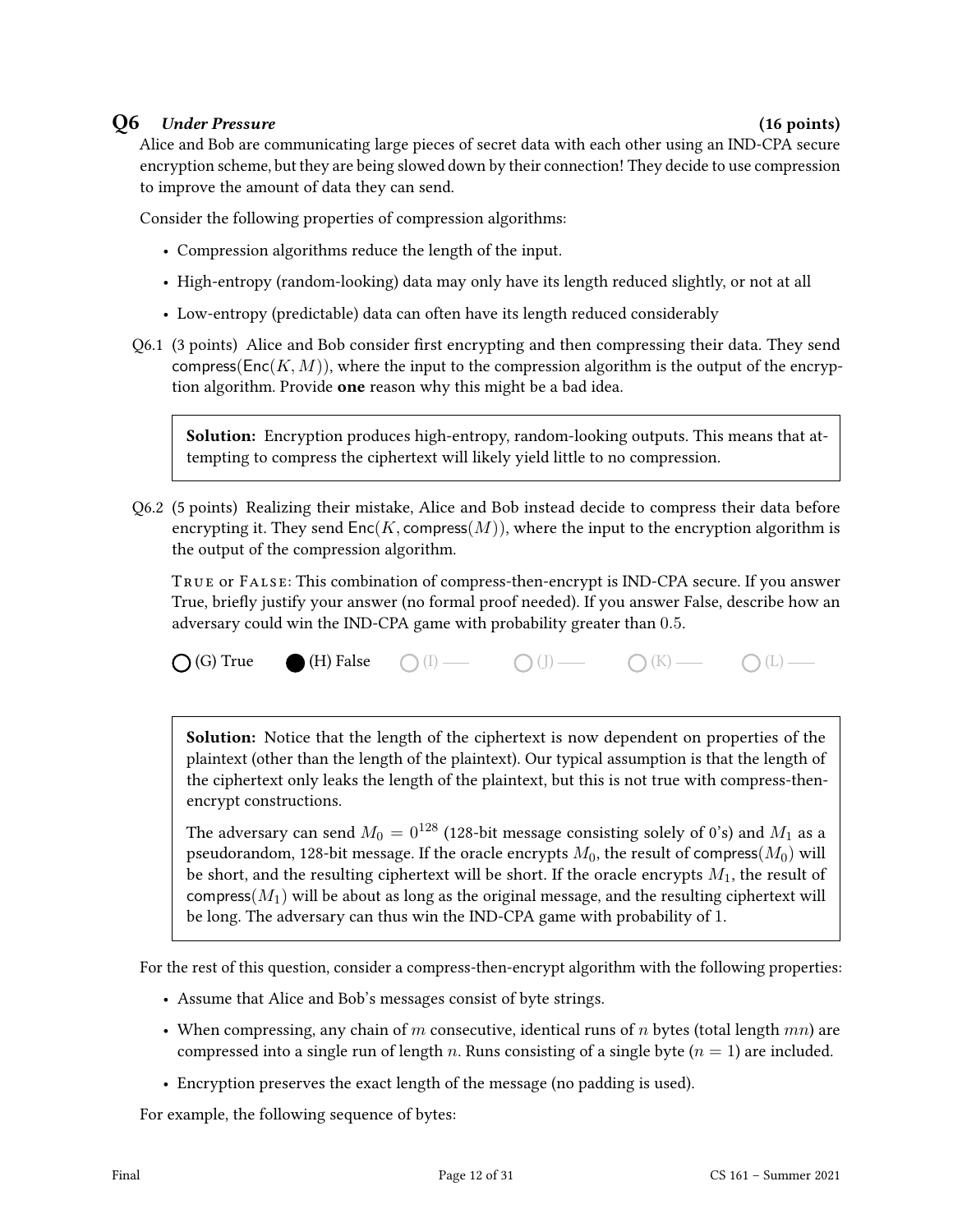## Q6 *Under Pressure* (16 points)

Alice and Bob are communicating large pieces of secret data with each other using an IND-CPA secure encryption scheme, but they are being slowed down by their connection! They decide to use compression to improve the amount of data they can send.

Consider the following properties of compression algorithms:

- Compression algorithms reduce the length of the input.
- High-entropy (random-looking) data may only have its length reduced slightly, or not at all
- Low-entropy (predictable) data can often have its length reduced considerably

Q6.1 (3 points) Alice and Bob consider first encrypting and then compressing their data. They send $\mathsf{compress}(\mathsf{Enc}(K, M))$, where the input to the compression algorithm is the output of the encryption algorithm. Provide **one** reason why this might be a bad idea.

> **Solution:** Encryption produces high-entropy, random-looking outputs. This means that attempting to compress the ciphertext will likely yield little to no compression.

Q6.2 (5 points) Realizing their mistake, Alice and Bob instead decide to compress their data before encrypting it. They send $\mathsf{Enc}(K, \mathsf{compress}(M))$, where the input to the encryption algorithm is the output of the compression algorithm.

TRUE or FALSE: This combination of compress-then-encrypt is IND-CPA secure. If you answer True, briefly justify your answer (no formal proof needed). If you answer False, describe how an adversary could win the IND-CPA game with probability greater than 0.5.

○ (G) True ● (H) False ○ (I) —— ○ (J) —— ○ (K) —— ○ (L) ——

> **Solution:** Notice that the length of the ciphertext is now dependent on properties of the plaintext (other than the length of the plaintext). Our typical assumption is that the length of the ciphertext only leaks the length of the plaintext, but this is not true with compress-then-encrypt constructions.
>
> The adversary can send $M_0 = 0^{128}$ (128-bit message consisting solely of 0's) and $M_1$ as a pseudorandom, 128-bit message. If the oracle encrypts $M_0$, the result of $\mathsf{compress}(M_0)$ will be short, and the resulting ciphertext will be short. If the oracle encrypts $M_1$, the result of $\mathsf{compress}(M_1)$ will be about as long as the original message, and the resulting ciphertext will be long. The adversary can thus win the IND-CPA game with probability of 1.

For the rest of this question, consider a compress-then-encrypt algorithm with the following properties:

- Assume that Alice and Bob's messages consist of byte strings.
- When compressing, any chain of $m$ consecutive, identical runs of $n$ bytes (total length $mn$) are compressed into a single run of length $n$. Runs consisting of a single byte ($n = 1$) are included.
- Encryption preserves the exact length of the message (no padding is used).

For example, the following sequence of bytes: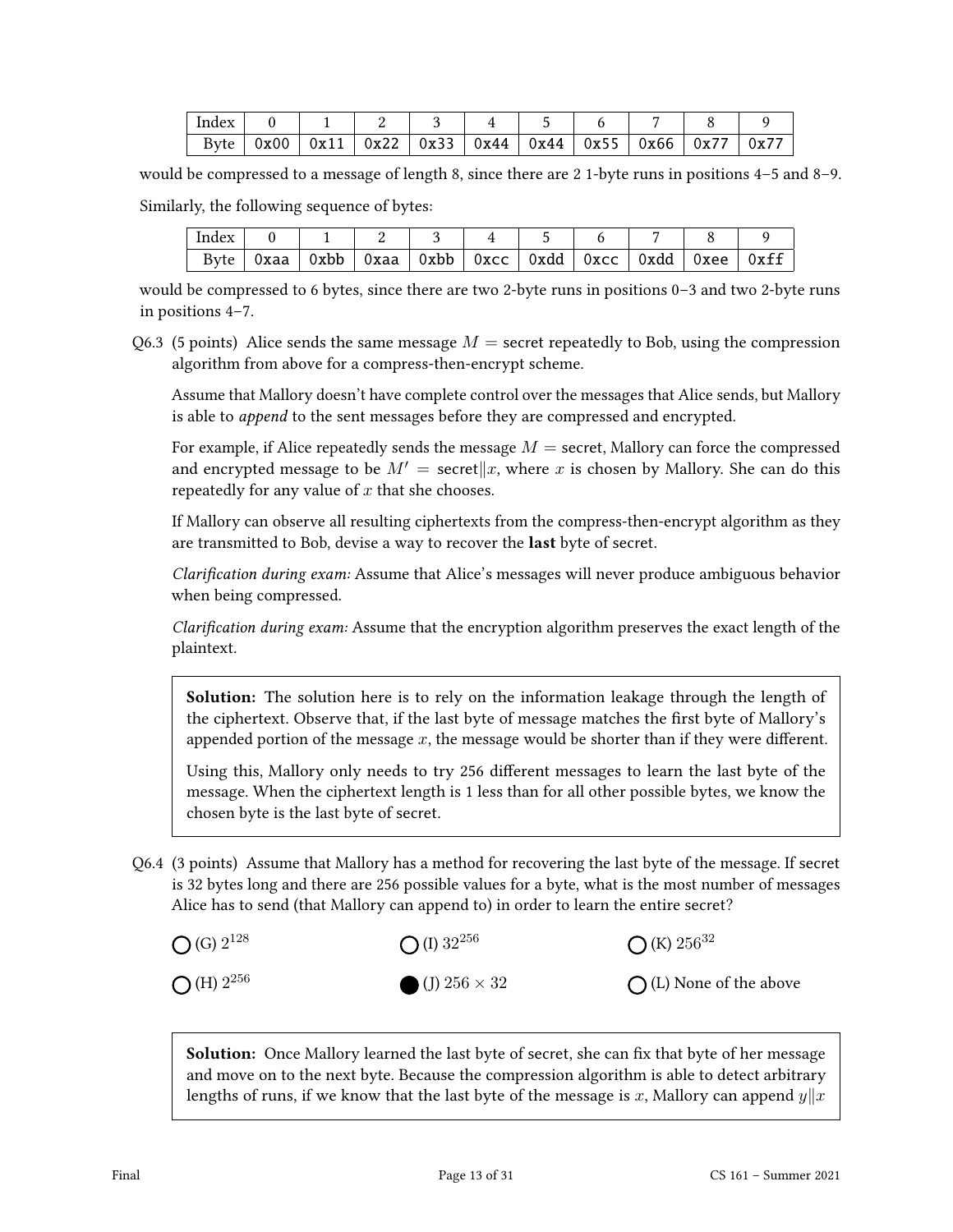| Index | 0 | 1 | 2 | 3 | 4 | 5 | 6 | 7 | 8 | 9 |
|---|---|---|---|---|---|---|---|---|---|---|
| Byte | 0x00 | 0x11 | 0x22 | 0x33 | 0x44 | 0x44 | 0x55 | 0x66 | 0x77 | 0x77 |

would be compressed to a message of length 8, since there are 2 1-byte runs in positions 4–5 and 8–9.

Similarly, the following sequence of bytes:

| Index | 0 | 1 | 2 | 3 | 4 | 5 | 6 | 7 | 8 | 9 |
|---|---|---|---|---|---|---|---|---|---|---|
| Byte | 0xaa | 0xbb | 0xaa | 0xbb | 0xcc | 0xdd | 0xcc | 0xdd | 0xee | 0xff |

would be compressed to 6 bytes, since there are two 2-byte runs in positions 0–3 and two 2-byte runs in positions 4–7.

Q6.3 (5 points) Alice sends the same message $M =$ secret repeatedly to Bob, using the compression algorithm from above for a compress-then-encrypt scheme.

Assume that Mallory doesn't have complete control over the messages that Alice sends, but Mallory is able to *append* to the sent messages before they are compressed and encrypted.

For example, if Alice repeatedly sends the message $M =$ secret, Mallory can force the compressed and encrypted message to be $M' =$ secret$\|x$, where $x$ is chosen by Mallory. She can do this repeatedly for any value of $x$ that she chooses.

If Mallory can observe all resulting ciphertexts from the compress-then-encrypt algorithm as they are transmitted to Bob, devise a way to recover the **last** byte of secret.

*Clarification during exam:* Assume that Alice's messages will never produce ambiguous behavior when being compressed.

*Clarification during exam:* Assume that the encryption algorithm preserves the exact length of the plaintext.

> **Solution:** The solution here is to rely on the information leakage through the length of the ciphertext. Observe that, if the last byte of message matches the first byte of Mallory's appended portion of the message $x$, the message would be shorter than if they were different.
>
> Using this, Mallory only needs to try 256 different messages to learn the last byte of the message. When the ciphertext length is 1 less than for all other possible bytes, we know the chosen byte is the last byte of secret.

Q6.4 (3 points) Assume that Mallory has a method for recovering the last byte of the message. If secret is 32 bytes long and there are 256 possible values for a byte, what is the most number of messages Alice has to send (that Mallory can append to) in order to learn the entire secret?

- ○ (G) $2^{128}$
- ○ (I) $32^{256}$
- ○ (K) $256^{32}$
- ○ (H) $2^{256}$
- ● (J) $256 \times 32$
- ○ (L) None of the above

> **Solution:** Once Mallory learned the last byte of secret, she can fix that byte of her message and move on to the next byte. Because the compression algorithm is able to detect arbitrary lengths of runs, if we know that the last byte of the message is $x$, Mallory can append $y\|x$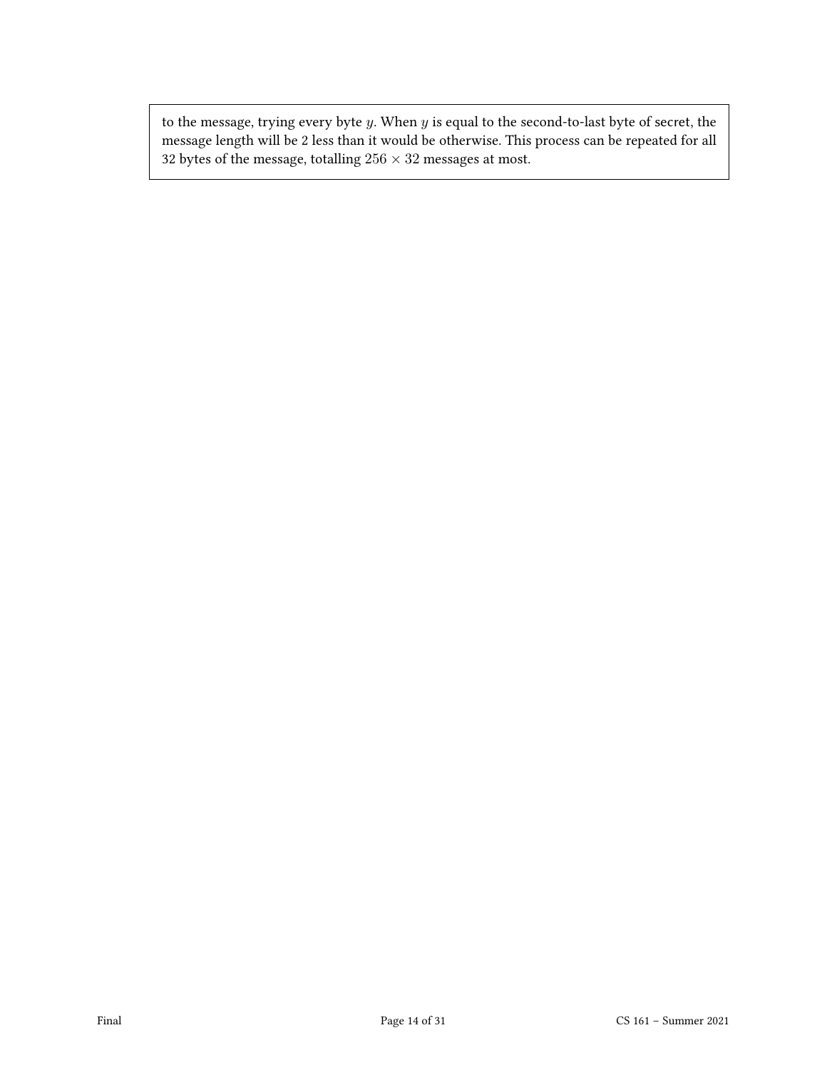to the message, trying every byte $y$. When $y$ is equal to the second-to-last byte of secret, the message length will be 2 less than it would be otherwise. This process can be repeated for all 32 bytes of the message, totalling $256 \times 32$ messages at most.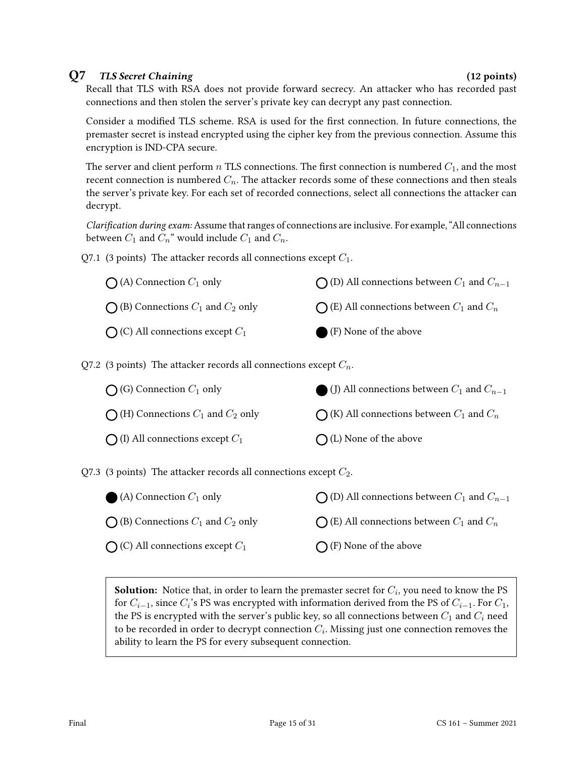## Q7 *TLS Secret Chaining* (12 points)

Recall that TLS with RSA does not provide forward secrecy. An attacker who has recorded past connections and then stolen the server's private key can decrypt any past connection.

Consider a modified TLS scheme. RSA is used for the first connection. In future connections, the premaster secret is instead encrypted using the cipher key from the previous connection. Assume this encryption is IND-CPA secure.

The server and client perform $n$ TLS connections. The first connection is numbered $C_1$, and the most recent connection is numbered $C_n$. The attacker records some of these connections and then steals the server's private key. For each set of recorded connections, select all connections the attacker can decrypt.

*Clarification during exam:* Assume that ranges of connections are inclusive. For example, "All connections between $C_1$ and $C_n$" would include $C_1$ and $C_n$.

Q7.1 (3 points) The attacker records all connections except $C_1$.

- ○ (A) Connection $C_1$ only
- ○ (B) Connections $C_1$ and $C_2$ only
- ○ (C) All connections except $C_1$
- ○ (D) All connections between $C_1$ and $C_{n-1}$
- ○ (E) All connections between $C_1$ and $C_n$
- ● (F) None of the above

Q7.2 (3 points) The attacker records all connections except $C_n$.

- ○ (G) Connection $C_1$ only
- ○ (H) Connections $C_1$ and $C_2$ only
- ○ (I) All connections except $C_1$
- ● (J) All connections between $C_1$ and $C_{n-1}$
- ○ (K) All connections between $C_1$ and $C_n$
- ○ (L) None of the above

Q7.3 (3 points) The attacker records all connections except $C_2$.

- ● (A) Connection $C_1$ only
- ○ (B) Connections $C_1$ and $C_2$ only
- ○ (C) All connections except $C_1$
- ○ (D) All connections between $C_1$ and $C_{n-1}$
- ○ (E) All connections between $C_1$ and $C_n$
- ○ (F) None of the above

> **Solution:** Notice that, in order to learn the premaster secret for $C_i$, you need to know the PS for $C_{i-1}$, since $C_i$'s PS was encrypted with information derived from the PS of $C_{i-1}$. For $C_1$, the PS is encrypted with the server's public key, so all connections between $C_1$ and $C_i$ need to be recorded in order to decrypt connection $C_i$. Missing just one connection removes the ability to learn the PS for every subsequent connection.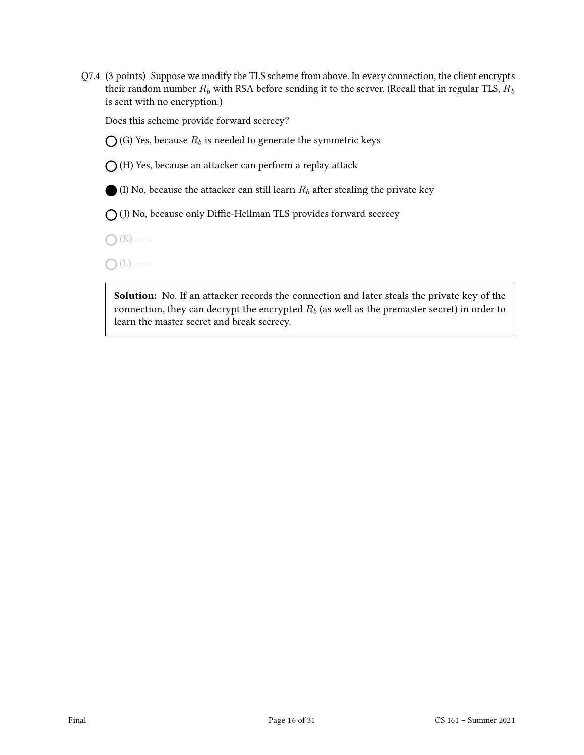Q7.4 (3 points) Suppose we modify the TLS scheme from above. In every connection, the client encrypts their random number $R_b$ with RSA before sending it to the server. (Recall that in regular TLS, $R_b$ is sent with no encryption.)

Does this scheme provide forward secrecy?

- ○ (G) Yes, because $R_b$ is needed to generate the symmetric keys
- ○ (H) Yes, because an attacker can perform a replay attack
- ● (I) No, because the attacker can still learn $R_b$ after stealing the private key
- ○ (J) No, because only Diffie-Hellman TLS provides forward secrecy
- ○ (K) ——
- ○ (L) ——

**Solution:** No. If an attacker records the connection and later steals the private key of the connection, they can decrypt the encrypted $R_b$ (as well as the premaster secret) in order to learn the master secret and break secrecy.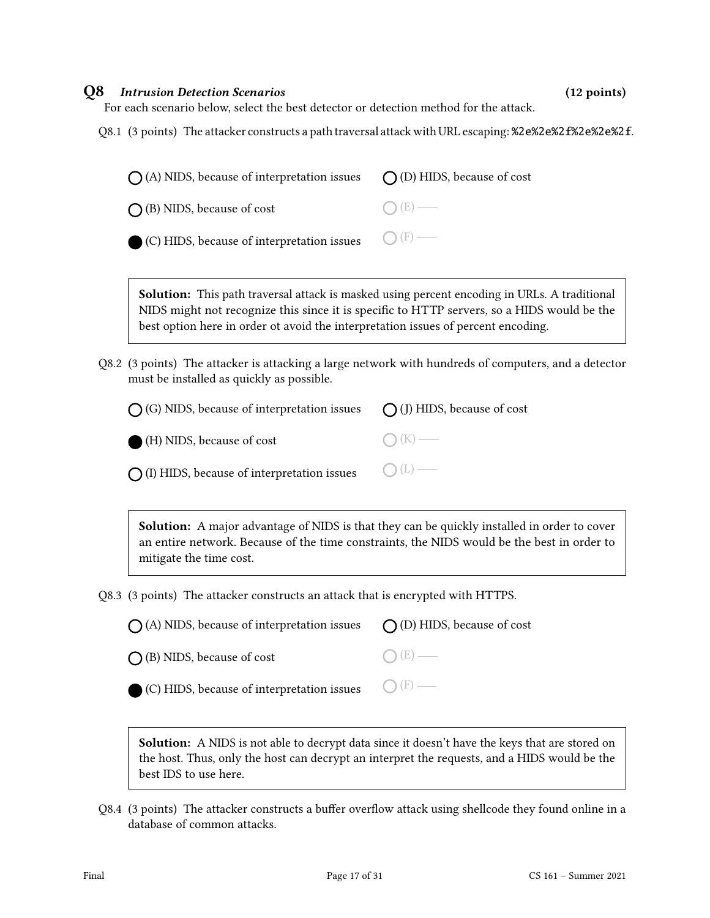## Q8 *Intrusion Detection Scenarios* (12 points)

For each scenario below, select the best detector or detection method for the attack.

Q8.1 (3 points) The attacker constructs a path traversal attack with URL escaping: `%2e%2e%2f%2e%2e%2f`.

- ○ (A) NIDS, because of interpretation issues
- ○ (B) NIDS, because of cost
- ● (C) HIDS, because of interpretation issues
- ○ (D) HIDS, because of cost
- ○ (E) —
- ○ (F) —

> **Solution:** This path traversal attack is masked using percent encoding in URLs. A traditional NIDS might not recognize this since it is specific to HTTP servers, so a HIDS would be the best option here in order ot avoid the interpretation issues of percent encoding.

Q8.2 (3 points) The attacker is attacking a large network with hundreds of computers, and a detector must be installed as quickly as possible.

- ○ (G) NIDS, because of interpretation issues
- ● (H) NIDS, because of cost
- ○ (I) HIDS, because of interpretation issues
- ○ (J) HIDS, because of cost
- ○ (K) —
- ○ (L) —

> **Solution:** A major advantage of NIDS is that they can be quickly installed in order to cover an entire network. Because of the time constraints, the NIDS would be the best in order to mitigate the time cost.

Q8.3 (3 points) The attacker constructs an attack that is encrypted with HTTPS.

- ○ (A) NIDS, because of interpretation issues
- ○ (B) NIDS, because of cost
- ● (C) HIDS, because of interpretation issues
- ○ (D) HIDS, because of cost
- ○ (E) —
- ○ (F) —

> **Solution:** A NIDS is not able to decrypt data since it doesn't have the keys that are stored on the host. Thus, only the host can decrypt an interpret the requests, and a HIDS would be the best IDS to use here.

Q8.4 (3 points) The attacker constructs a buffer overflow attack using shellcode they found online in a database of common attacks.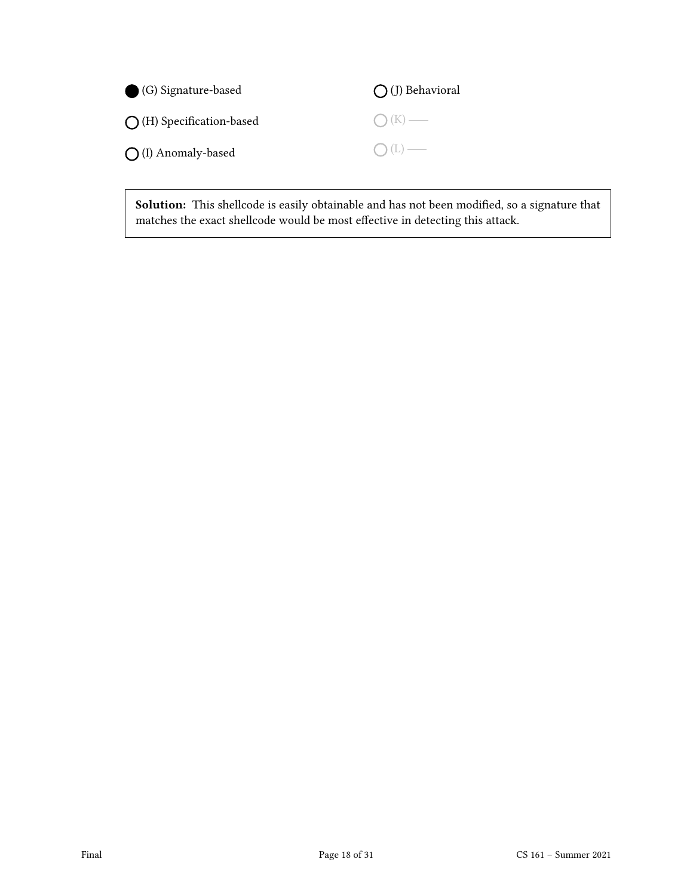● (G) Signature-based

○ (H) Specification-based

○ (I) Anomaly-based

○ (J) Behavioral

○ (K) ——

○ (L) ——

**Solution:** This shellcode is easily obtainable and has not been modified, so a signature that matches the exact shellcode would be most effective in detecting this attack.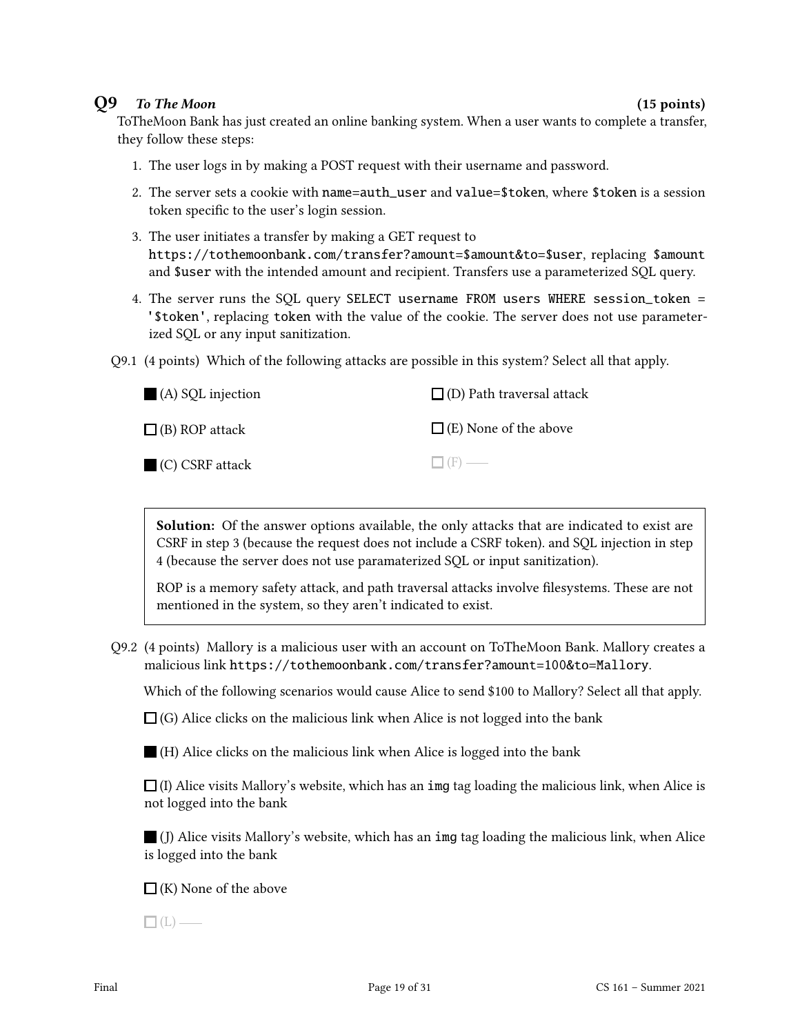## Q9 *To The Moon* (15 points)

ToTheMoon Bank has just created an online banking system. When a user wants to complete a transfer, they follow these steps:

1. The user logs in by making a POST request with their username and password.
2. The server sets a cookie with `name=auth_user` and `value=$token`, where `$token` is a session token specific to the user's login session.
3. The user initiates a transfer by making a GET request to `https://tothemoonbank.com/transfer?amount=$amount&to=$user`, replacing `$amount` and `$user` with the intended amount and recipient. Transfers use a parameterized SQL query.
4. The server runs the SQL query `SELECT username FROM users WHERE session_token = '$token'`, replacing `token` with the value of the cookie. The server does not use parameterized SQL or any input sanitization.

Q9.1 (4 points) Which of the following attacks are possible in this system? Select all that apply.

- ■ (A) SQL injection
- ☐ (B) ROP attack
- ■ (C) CSRF attack
- ☐ (D) Path traversal attack
- ☐ (E) None of the above
- ☐ (F) ——

> **Solution:** Of the answer options available, the only attacks that are indicated to exist are CSRF in step 3 (because the request does not include a CSRF token). and SQL injection in step 4 (because the server does not use paramaterized SQL or input sanitization).
>
> ROP is a memory safety attack, and path traversal attacks involve filesystems. These are not mentioned in the system, so they aren't indicated to exist.

Q9.2 (4 points) Mallory is a malicious user with an account on ToTheMoon Bank. Mallory creates a malicious link `https://tothemoonbank.com/transfer?amount=100&to=Mallory`.

Which of the following scenarios would cause Alice to send $100 to Mallory? Select all that apply.

- ☐ (G) Alice clicks on the malicious link when Alice is not logged into the bank
- ■ (H) Alice clicks on the malicious link when Alice is logged into the bank
- ☐ (I) Alice visits Mallory's website, which has an `img` tag loading the malicious link, when Alice is not logged into the bank
- ■ (J) Alice visits Mallory's website, which has an `img` tag loading the malicious link, when Alice is logged into the bank
- ☐ (K) None of the above
- ☐ (L) ——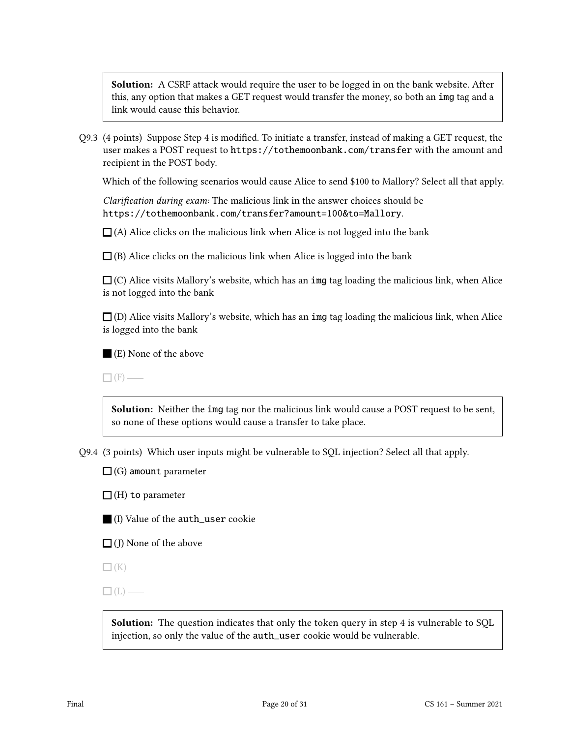**Solution:** A CSRF attack would require the user to be logged in on the bank website. After this, any option that makes a GET request would transfer the money, so both an `img` tag and a link would cause this behavior.

Q9.3 (4 points) Suppose Step 4 is modified. To initiate a transfer, instead of making a GET request, the user makes a POST request to `https://tothemoonbank.com/transfer` with the amount and recipient in the POST body.

Which of the following scenarios would cause Alice to send $100 to Mallory? Select all that apply.

*Clarification during exam:* The malicious link in the answer choices should be `https://tothemoonbank.com/transfer?amount=100&to=Mallory`.

☐ (A) Alice clicks on the malicious link when Alice is not logged into the bank

☐ (B) Alice clicks on the malicious link when Alice is logged into the bank

☐ (C) Alice visits Mallory's website, which has an `img` tag loading the malicious link, when Alice is not logged into the bank

☐ (D) Alice visits Mallory's website, which has an `img` tag loading the malicious link, when Alice is logged into the bank

■ (E) None of the above

☐ (F) ——

**Solution:** Neither the `img` tag nor the malicious link would cause a POST request to be sent, so none of these options would cause a transfer to take place.

Q9.4 (3 points) Which user inputs might be vulnerable to SQL injection? Select all that apply.

☐ (G) `amount` parameter

☐ (H) `to` parameter

■ (I) Value of the `auth_user` cookie

☐ (J) None of the above

☐ (K) ——

☐ (L) ——

**Solution:** The question indicates that only the token query in step 4 is vulnerable to SQL injection, so only the value of the `auth_user` cookie would be vulnerable.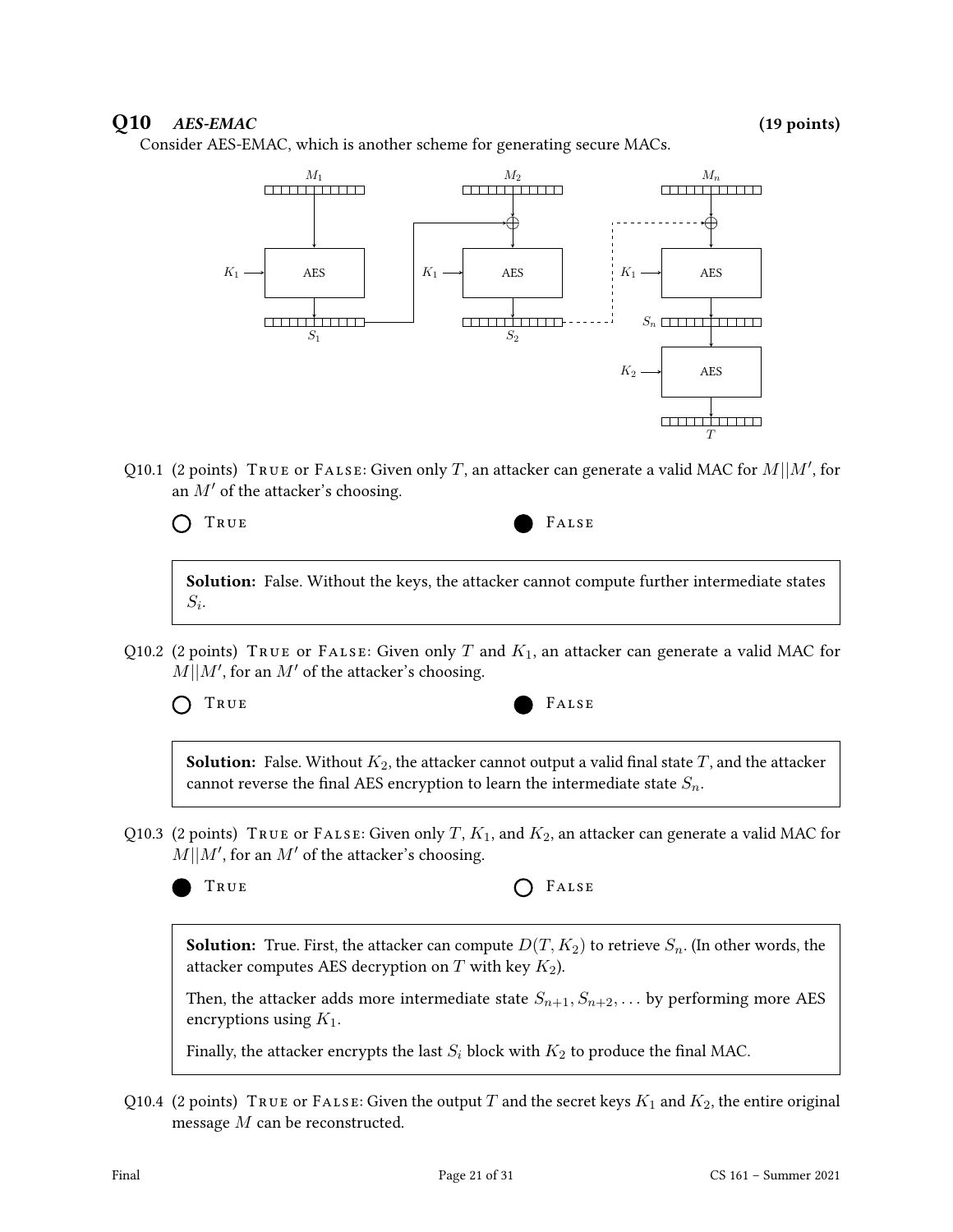## Q10 *AES-EMAC* (19 points)

Consider AES-EMAC, which is another scheme for generating secure MACs.

Q10.1 (2 points) TRUE or FALSE: Given only $T$, an attacker can generate a valid MAC for $M||M'$, for an $M'$ of the attacker's choosing.

○ TRUE ● FALSE

**Solution:** False. Without the keys, the attacker cannot compute further intermediate states $S_i$.

Q10.2 (2 points) TRUE or FALSE: Given only $T$ and $K_1$, an attacker can generate a valid MAC for $M||M'$, for an $M'$ of the attacker's choosing.

○ TRUE ● FALSE

**Solution:** False. Without $K_2$, the attacker cannot output a valid final state $T$, and the attacker cannot reverse the final AES encryption to learn the intermediate state $S_n$.

Q10.3 (2 points) TRUE or FALSE: Given only $T$, $K_1$, and $K_2$, an attacker can generate a valid MAC for $M||M'$, for an $M'$ of the attacker's choosing.

● TRUE ○ FALSE

**Solution:** True. First, the attacker can compute $D(T, K_2)$ to retrieve $S_n$. (In other words, the attacker computes AES decryption on $T$ with key $K_2$).

Then, the attacker adds more intermediate state $S_{n+1}, S_{n+2}, \ldots$ by performing more AES encryptions using $K_1$.

Finally, the attacker encrypts the last $S_i$ block with $K_2$ to produce the final MAC.

Q10.4 (2 points) TRUE or FALSE: Given the output $T$ and the secret keys $K_1$ and $K_2$, the entire original message $M$ can be reconstructed.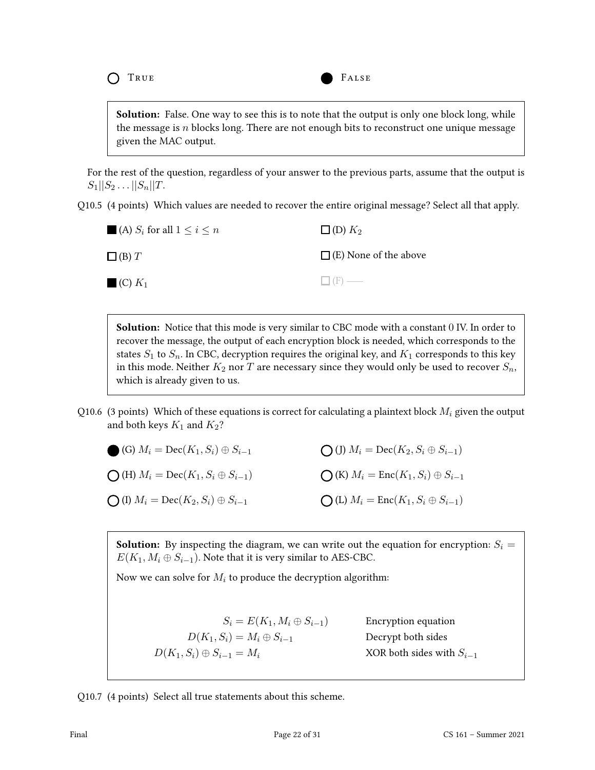◯ TRUE ● FALSE

> **Solution:** False. One way to see this is to note that the output is only one block long, while the message is $n$ blocks long. There are not enough bits to reconstruct one unique message given the MAC output.

For the rest of the question, regardless of your answer to the previous parts, assume that the output is $S_1||S_2 \dots ||S_n||T$.

Q10.5 (4 points) Which values are needed to recover the entire original message? Select all that apply.

■ (A) $S_i$ for all $1 \leq i \leq n$

□ (B) $T$

■ (C) $K_1$

□ (D) $K_2$

□ (E) None of the above

□ (F) —–

> **Solution:** Notice that this mode is very similar to CBC mode with a constant 0 IV. In order to recover the message, the output of each encryption block is needed, which corresponds to the states $S_1$ to $S_n$. In CBC, decryption requires the original key, and $K_1$ corresponds to this key in this mode. Neither $K_2$ nor $T$ are necessary since they would only be used to recover $S_n$, which is already given to us.

Q10.6 (3 points) Which of these equations is correct for calculating a plaintext block $M_i$ given the output and both keys $K_1$ and $K_2$?

● (G) $M_i = \text{Dec}(K_1, S_i) \oplus S_{i-1}$

◯ (H) $M_i = \text{Dec}(K_1, S_i \oplus S_{i-1})$

◯ (I) $M_i = \text{Dec}(K_2, S_i) \oplus S_{i-1}$

◯ (J) $M_i = \text{Dec}(K_2, S_i \oplus S_{i-1})$

◯ (K) $M_i = \text{Enc}(K_1, S_i) \oplus S_{i-1}$

◯ (L) $M_i = \text{Enc}(K_1, S_i \oplus S_{i-1})$

> **Solution:** By inspecting the diagram, we can write out the equation for encryption: $S_i = E(K_1, M_i \oplus S_{i-1})$. Note that it is very similar to AES-CBC.
>
> Now we can solve for $M_i$ to produce the decryption algorithm:
>
> $$\begin{aligned} S_i &= E(K_1, M_i \oplus S_{i-1}) && \text{Encryption equation} \\ D(K_1, S_i) &= M_i \oplus S_{i-1} && \text{Decrypt both sides} \\ D(K_1, S_i) \oplus S_{i-1} &= M_i && \text{XOR both sides with } S_{i-1} \end{aligned}$$

Q10.7 (4 points) Select all true statements about this scheme.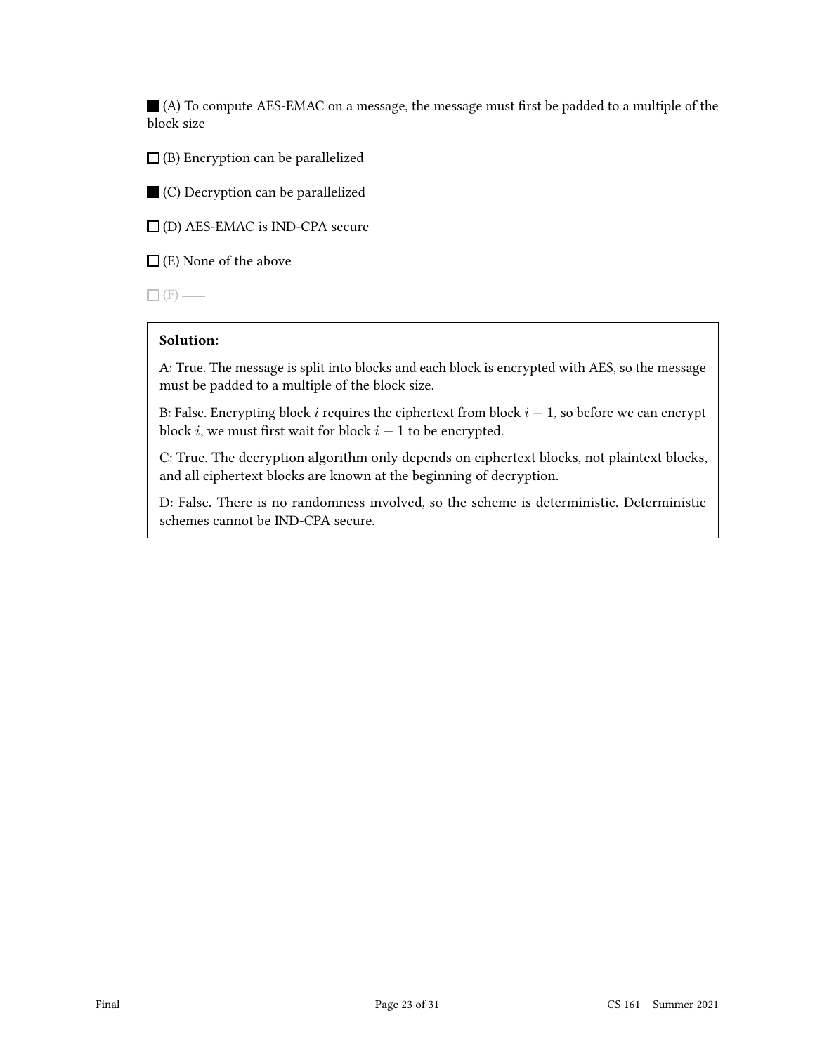■ (A) To compute AES-EMAC on a message, the message must first be padded to a multiple of the block size

☐ (B) Encryption can be parallelized

■ (C) Decryption can be parallelized

☐ (D) AES-EMAC is IND-CPA secure

☐ (E) None of the above

☐ (F) ——

**Solution:**

A: True. The message is split into blocks and each block is encrypted with AES, so the message must be padded to a multiple of the block size.

B: False. Encrypting block $i$ requires the ciphertext from block $i - 1$, so before we can encrypt block $i$, we must first wait for block $i - 1$ to be encrypted.

C: True. The decryption algorithm only depends on ciphertext blocks, not plaintext blocks, and all ciphertext blocks are known at the beginning of decryption.

D: False. There is no randomness involved, so the scheme is deterministic. Deterministic schemes cannot be IND-CPA secure.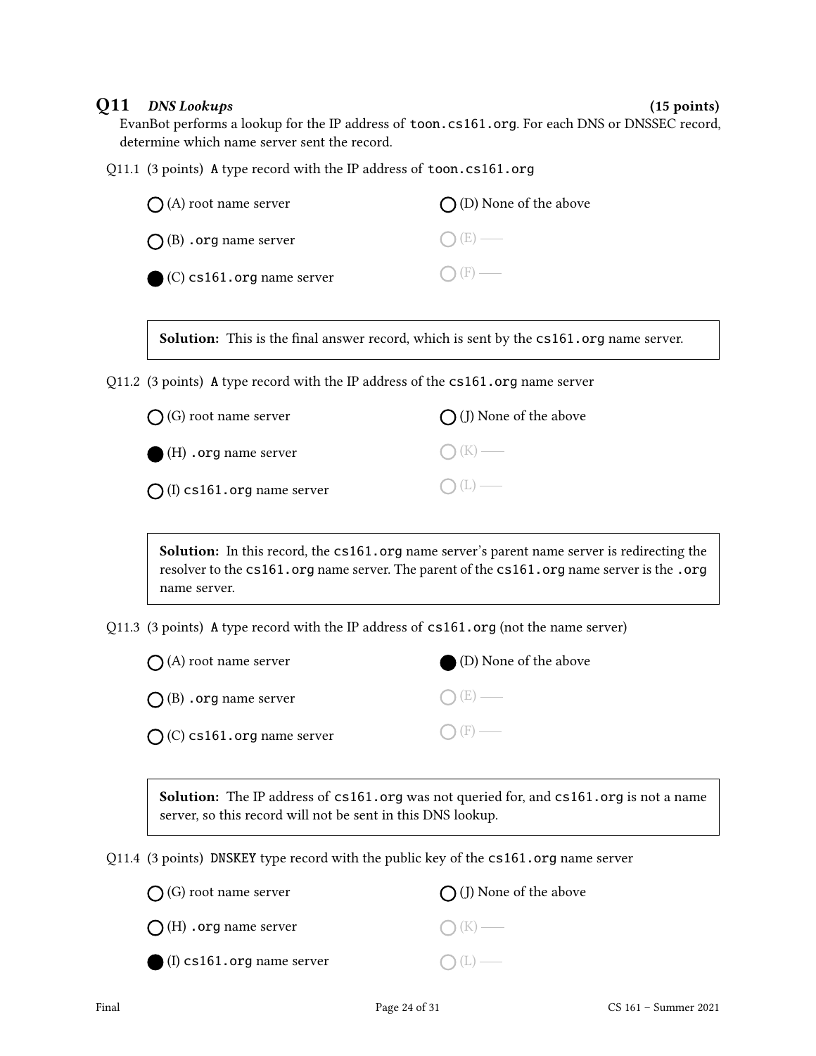## Q11 *DNS Lookups* (15 points)

EvanBot performs a lookup for the IP address of `toon.cs161.org`. For each DNS or DNSSEC record, determine which name server sent the record.

Q11.1 (3 points) `A` type record with the IP address of `toon.cs161.org`

- ○ (A) root name server
- ○ (B) `.org` name server
- ● (C) `cs161.org` name server
- ○ (D) None of the above
- ○ (E) ——
- ○ (F) ——

**Solution:** This is the final answer record, which is sent by the `cs161.org` name server.

Q11.2 (3 points) `A` type record with the IP address of the `cs161.org` name server

- ○ (G) root name server
- ● (H) `.org` name server
- ○ (I) `cs161.org` name server
- ○ (J) None of the above
- ○ (K) ——
- ○ (L) ——

**Solution:** In this record, the `cs161.org` name server's parent name server is redirecting the resolver to the `cs161.org` name server. The parent of the `cs161.org` name server is the `.org` name server.

Q11.3 (3 points) `A` type record with the IP address of `cs161.org` (not the name server)

- ○ (A) root name server
- ○ (B) `.org` name server
- ○ (C) `cs161.org` name server
- ● (D) None of the above
- ○ (E) ——
- ○ (F) ——

**Solution:** The IP address of `cs161.org` was not queried for, and `cs161.org` is not a name server, so this record will not be sent in this DNS lookup.

Q11.4 (3 points) `DNSKEY` type record with the public key of the `cs161.org` name server

- ○ (G) root name server
- ○ (H) `.org` name server
- ● (I) `cs161.org` name server
- ○ (J) None of the above
- ○ (K) ——
- ○ (L) ——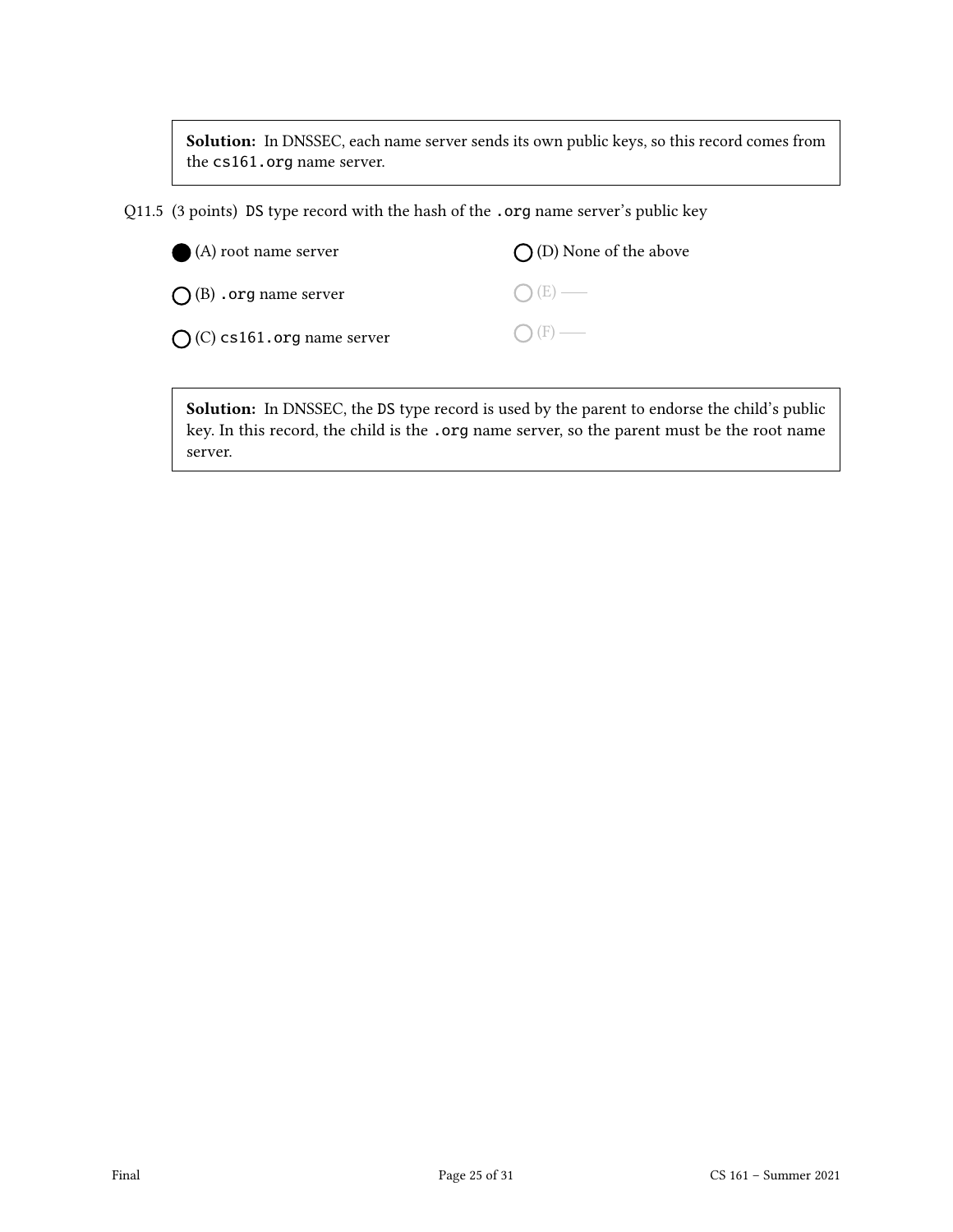**Solution:** In DNSSEC, each name server sends its own public keys, so this record comes from the `cs161.org` name server.

Q11.5 (3 points) `DS` type record with the hash of the `.org` name server's public key

- ● (A) root name server
- ○ (B) `.org` name server
- ○ (C) `cs161.org` name server
- ○ (D) None of the above
- ○ (E) ——
- ○ (F) ——

**Solution:** In DNSSEC, the `DS` type record is used by the parent to endorse the child's public key. In this record, the child is the `.org` name server, so the parent must be the root name server.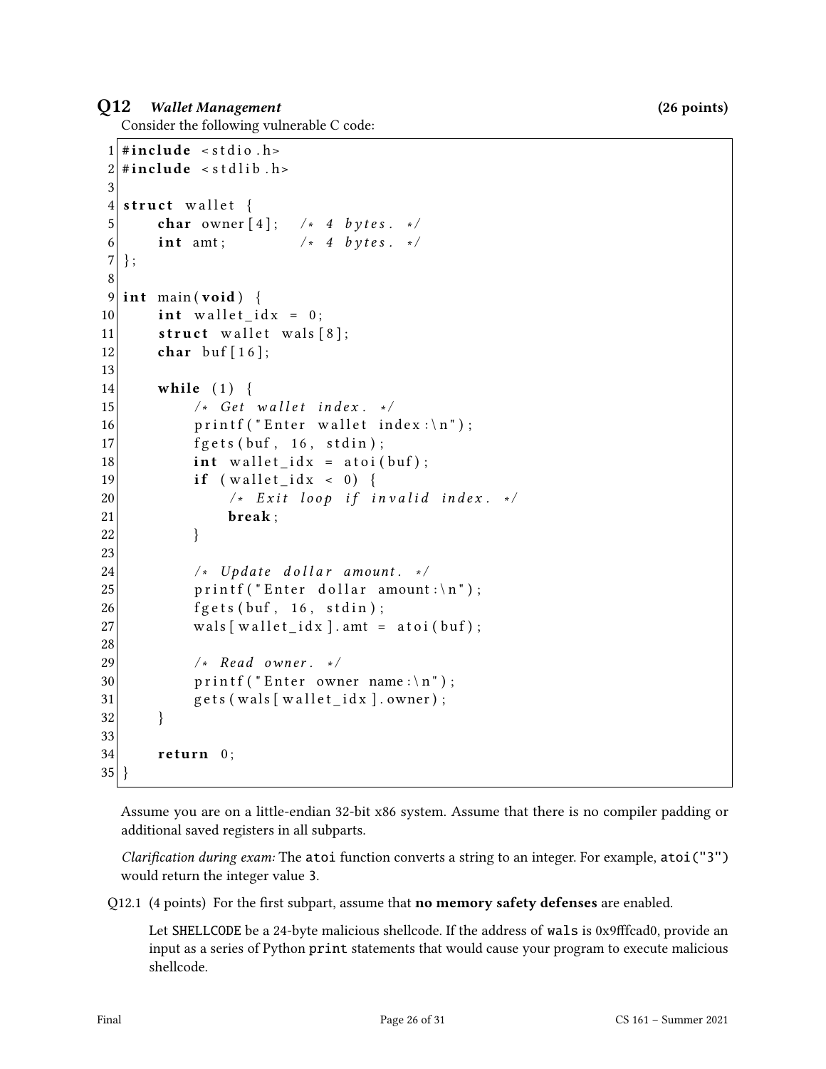## Q12 *Wallet Management* (26 points)

Consider the following vulnerable C code:

```
 1 #include <stdio.h>
 2 #include <stdlib.h>
 3
 4 struct wallet {
 5     char owner[4];   /* 4 bytes. */
 6     int amt;         /* 4 bytes. */
 7 };
 8
 9 int main(void) {
10     int wallet_idx = 0;
11     struct wallet wals[8];
12     char buf[16];
13
14     while (1) {
15         /* Get wallet index. */
16         printf("Enter wallet index:\n");
17         fgets(buf, 16, stdin);
18         int wallet_idx = atoi(buf);
19         if (wallet_idx < 0) {
20             /* Exit loop if invalid index. */
21             break;
22         }
23
24         /* Update dollar amount. */
25         printf("Enter dollar amount:\n");
26         fgets(buf, 16, stdin);
27         wals[wallet_idx].amt = atoi(buf);
28
29         /* Read owner. */
30         printf("Enter owner name:\n");
31         gets(wals[wallet_idx].owner);
32     }
33
34     return 0;
35 }
```

Assume you are on a little-endian 32-bit x86 system. Assume that there is no compiler padding or additional saved registers in all subparts.

*Clarification during exam:* The `atoi` function converts a string to an integer. For example, `atoi("3")` would return the integer value 3.

Q12.1 (4 points) For the first subpart, assume that **no memory safety defenses** are enabled.

Let SHELLCODE be a 24-byte malicious shellcode. If the address of `wals` is 0x9fffcad0, provide an input as a series of Python `print` statements that would cause your program to execute malicious shellcode.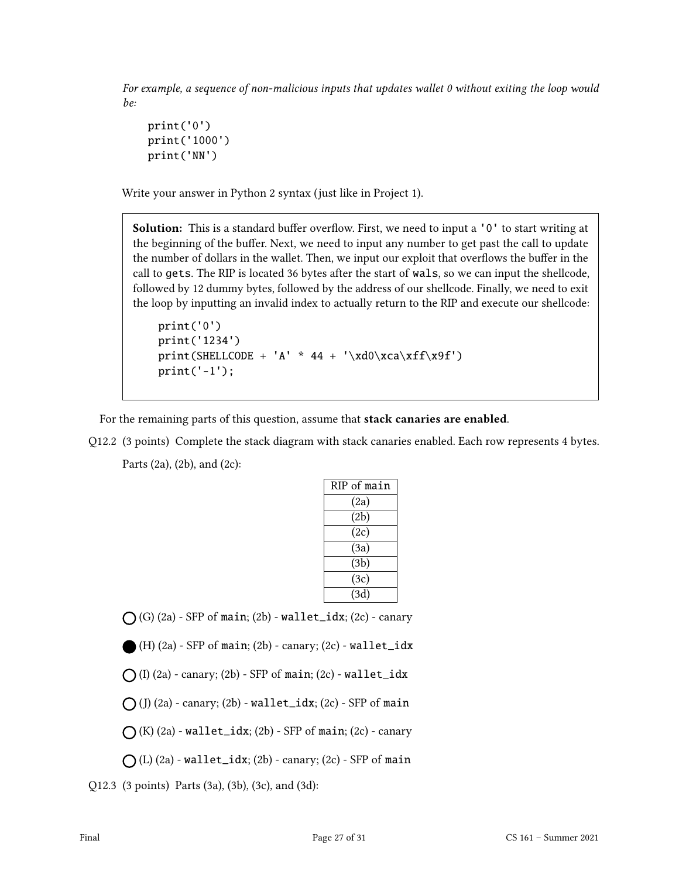*For example, a sequence of non-malicious inputs that updates wallet 0 without exiting the loop would be:*

```
print('0')
print('1000')
print('NN')
```

Write your answer in Python 2 syntax (just like in Project 1).

> **Solution:** This is a standard buffer overflow. First, we need to input a `'0'` to start writing at the beginning of the buffer. Next, we need to input any number to get past the call to update the number of dollars in the wallet. Then, we input our exploit that overflows the buffer in the call to `gets`. The RIP is located 36 bytes after the start of `wals`, so we can input the shellcode, followed by 12 dummy bytes, followed by the address of our shellcode. Finally, we need to exit the loop by inputting an invalid index to actually return to the RIP and execute our shellcode:
>
> ```
> print('0')
> print('1234')
> print(SHELLCODE + 'A' * 44 + '\xd0\xca\xff\x9f')
> print('-1');
> ```

For the remaining parts of this question, assume that **stack canaries are enabled**.

Q12.2 (3 points) Complete the stack diagram with stack canaries enabled. Each row represents 4 bytes.

Parts (2a), (2b), and (2c):

| RIP of `main` |
|---|
| (2a) |
| (2b) |
| (2c) |
| (3a) |
| (3b) |
| (3c) |
| (3d) |

○ (G) (2a) - SFP of `main`; (2b) - `wallet_idx`; (2c) - canary

● (H) (2a) - SFP of `main`; (2b) - canary; (2c) - `wallet_idx`

○ (I) (2a) - canary; (2b) - SFP of `main`; (2c) - `wallet_idx`

○ (J) (2a) - canary; (2b) - `wallet_idx`; (2c) - SFP of `main`

○ (K) (2a) - `wallet_idx`; (2b) - SFP of `main`; (2c) - canary

○ (L) (2a) - `wallet_idx`; (2b) - canary; (2c) - SFP of `main`

Q12.3 (3 points) Parts (3a), (3b), (3c), and (3d):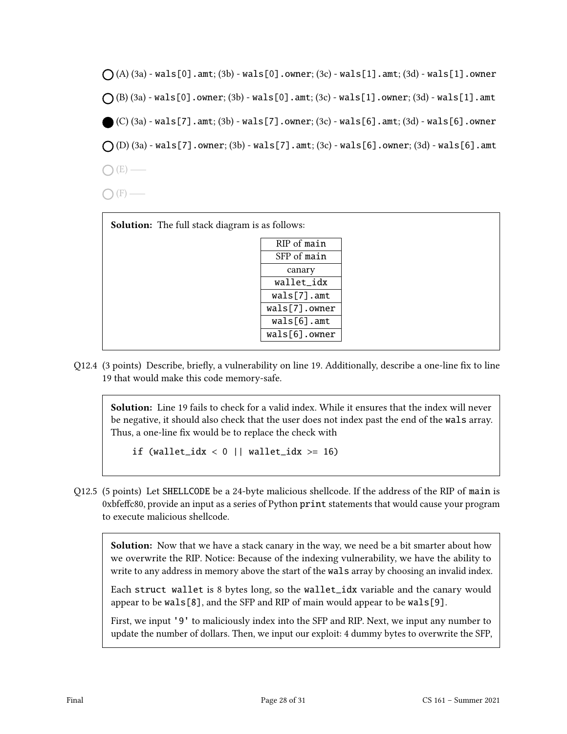○ (A) (3a) - `wals[0].amt`; (3b) - `wals[0].owner`; (3c) - `wals[1].amt`; (3d) - `wals[1].owner`

○ (B) (3a) - `wals[0].owner`; (3b) - `wals[0].amt`; (3c) - `wals[1].owner`; (3d) - `wals[1].amt`

● (C) (3a) - `wals[7].amt`; (3b) - `wals[7].owner`; (3c) - `wals[6].amt`; (3d) - `wals[6].owner`

○ (D) (3a) - `wals[7].owner`; (3b) - `wals[7].amt`; (3c) - `wals[6].owner`; (3d) - `wals[6].amt`

○ (E) ——

○ (F) ——

**Solution:** The full stack diagram is as follows:

| RIP of main |
|---|
| SFP of main |
| canary |
| wallet_idx |
| wals[7].amt |
| wals[7].owner |
| wals[6].amt |
| wals[6].owner |

Q12.4 (3 points) Describe, briefly, a vulnerability on line 19. Additionally, describe a one-line fix to line 19 that would make this code memory-safe.

**Solution:** Line 19 fails to check for a valid index. While it ensures that the index will never be negative, it should also check that the user does not index past the end of the `wals` array. Thus, a one-line fix would be to replace the check with

```
if (wallet_idx < 0 || wallet_idx >= 16)
```

Q12.5 (5 points) Let SHELLCODE be a 24-byte malicious shellcode. If the address of the RIP of `main` is 0xbfeffc80, provide an input as a series of Python `print` statements that would cause your program to execute malicious shellcode.

**Solution:** Now that we have a stack canary in the way, we need be a bit smarter about how we overwrite the RIP. Notice: Because of the indexing vulnerability, we have the ability to write to any address in memory above the start of the `wals` array by choosing an invalid index.

Each `struct wallet` is 8 bytes long, so the `wallet_idx` variable and the canary would appear to be `wals[8]`, and the SFP and RIP of main would appear to be `wals[9]`.

First, we input `'9'` to maliciously index into the SFP and RIP. Next, we input any number to update the number of dollars. Then, we input our exploit: 4 dummy bytes to overwrite the SFP,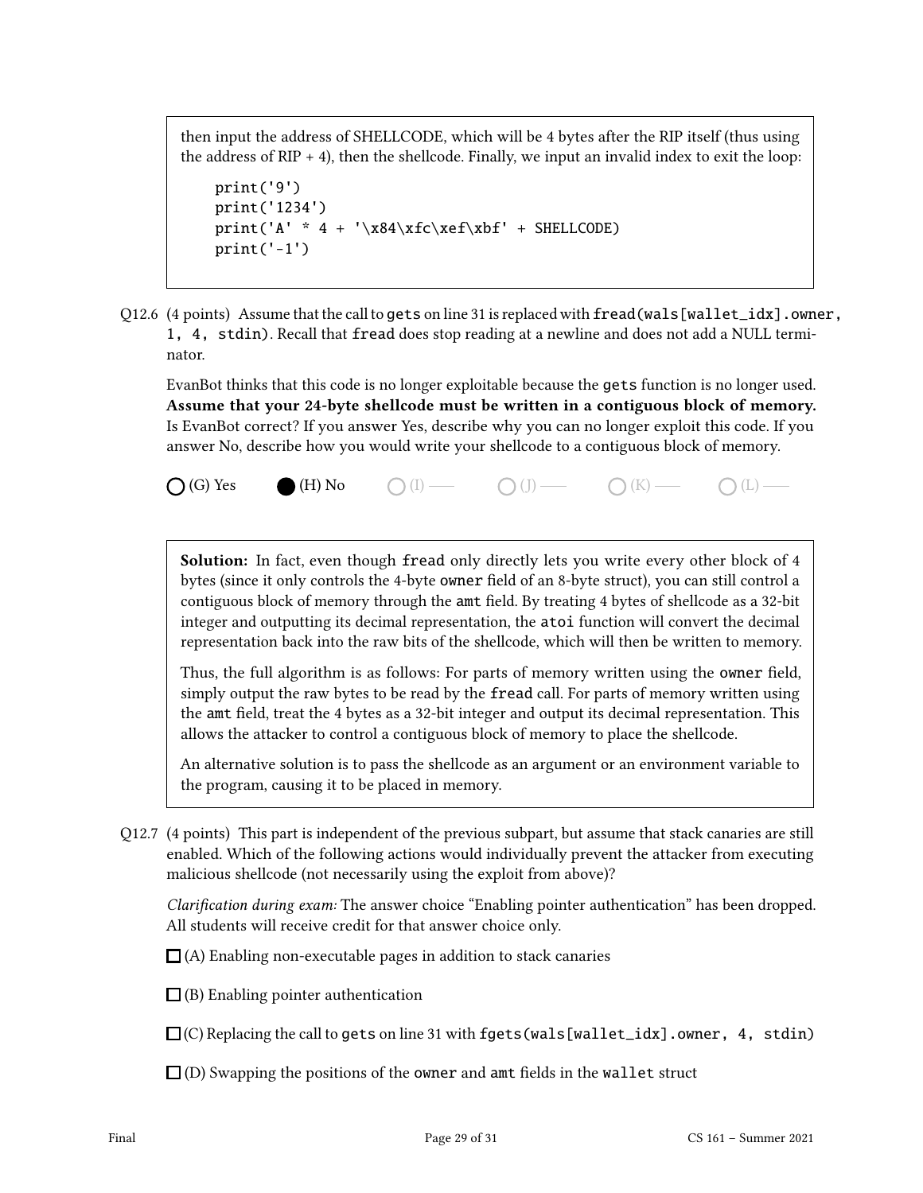then input the address of SHELLCODE, which will be 4 bytes after the RIP itself (thus using the address of RIP + 4), then the shellcode. Finally, we input an invalid index to exit the loop:

```
print('9')
print('1234')
print('A' * 4 + '\x84\xfc\xef\xbf' + SHELLCODE)
print('-1')
```

Q12.6 (4 points) Assume that the call to `gets` on line 31 is replaced with `fread(wals[wallet_idx].owner, 1, 4, stdin)`. Recall that `fread` does stop reading at a newline and does not add a NULL terminator.

EvanBot thinks that this code is no longer exploitable because the `gets` function is no longer used. **Assume that your 24-byte shellcode must be written in a contiguous block of memory.** Is EvanBot correct? If you answer Yes, describe why you can no longer exploit this code. If you answer No, describe how you would write your shellcode to a contiguous block of memory.

○ (G) Yes ● (H) No ○ (I) — ○ (J) — ○ (K) — ○ (L) —

**Solution:** In fact, even though `fread` only directly lets you write every other block of 4 bytes (since it only controls the 4-byte `owner` field of an 8-byte struct), you can still control a contiguous block of memory through the `amt` field. By treating 4 bytes of shellcode as a 32-bit integer and outputting its decimal representation, the `atoi` function will convert the decimal representation back into the raw bits of the shellcode, which will then be written to memory.

Thus, the full algorithm is as follows: For parts of memory written using the `owner` field, simply output the raw bytes to be read by the `fread` call. For parts of memory written using the `amt` field, treat the 4 bytes as a 32-bit integer and output its decimal representation. This allows the attacker to control a contiguous block of memory to place the shellcode.

An alternative solution is to pass the shellcode as an argument or an environment variable to the program, causing it to be placed in memory.

Q12.7 (4 points) This part is independent of the previous subpart, but assume that stack canaries are still enabled. Which of the following actions would individually prevent the attacker from executing malicious shellcode (not necessarily using the exploit from above)?

*Clarification during exam:* The answer choice "Enabling pointer authentication" has been dropped. All students will receive credit for that answer choice only.

☐ (A) Enabling non-executable pages in addition to stack canaries

☐ (B) Enabling pointer authentication

☐ (C) Replacing the call to `gets` on line 31 with `fgets(wals[wallet_idx].owner, 4, stdin)`

☐ (D) Swapping the positions of the `owner` and `amt` fields in the `wallet` struct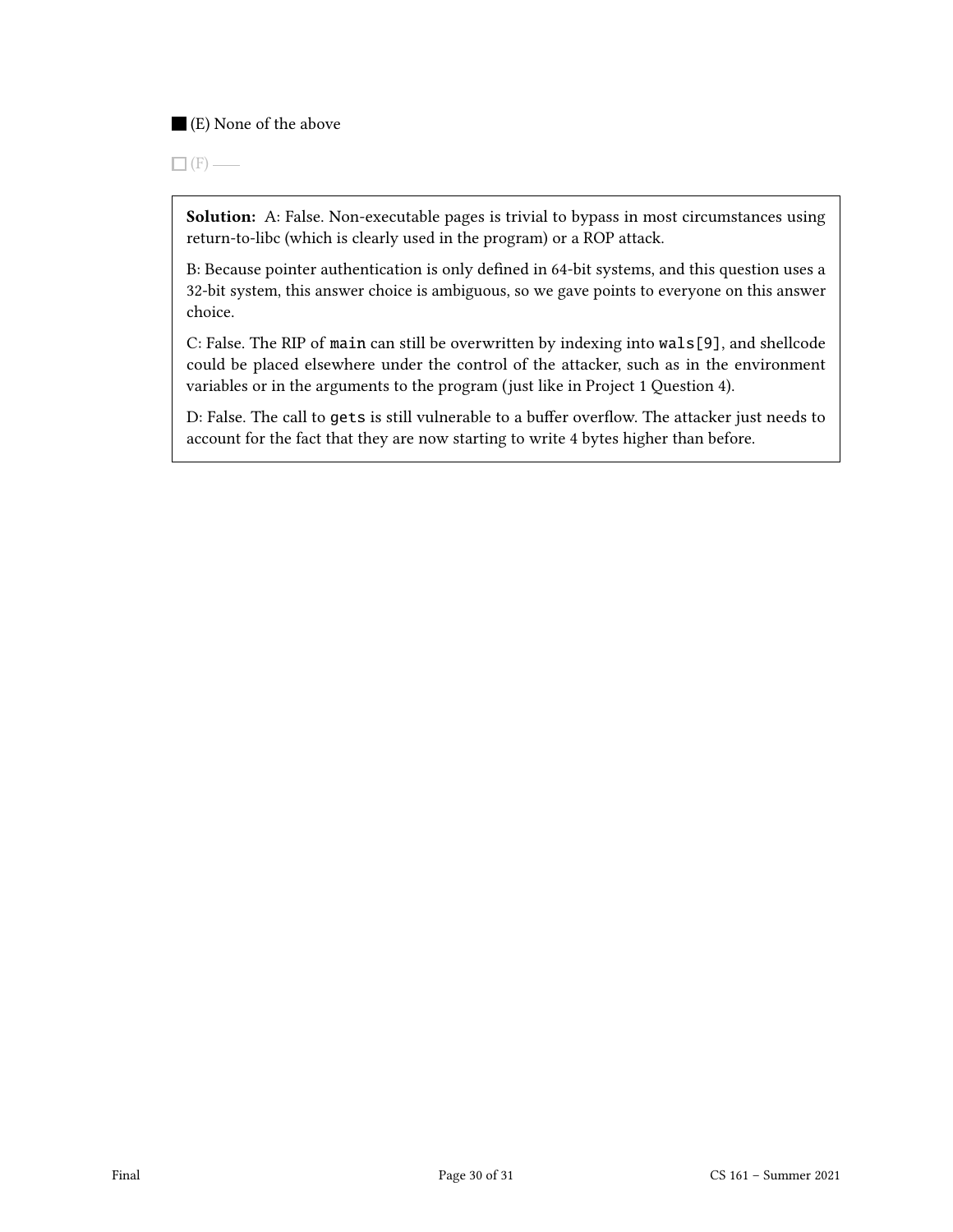■ (E) None of the above

☐ (F) ——

**Solution:** A: False. Non-executable pages is trivial to bypass in most circumstances using return-to-libc (which is clearly used in the program) or a ROP attack.

B: Because pointer authentication is only defined in 64-bit systems, and this question uses a 32-bit system, this answer choice is ambiguous, so we gave points to everyone on this answer choice.

C: False. The RIP of `main` can still be overwritten by indexing into `wals[9]`, and shellcode could be placed elsewhere under the control of the attacker, such as in the environment variables or in the arguments to the program (just like in Project 1 Question 4).

D: False. The call to `gets` is still vulnerable to a buffer overflow. The attacker just needs to account for the fact that they are now starting to write 4 bytes higher than before.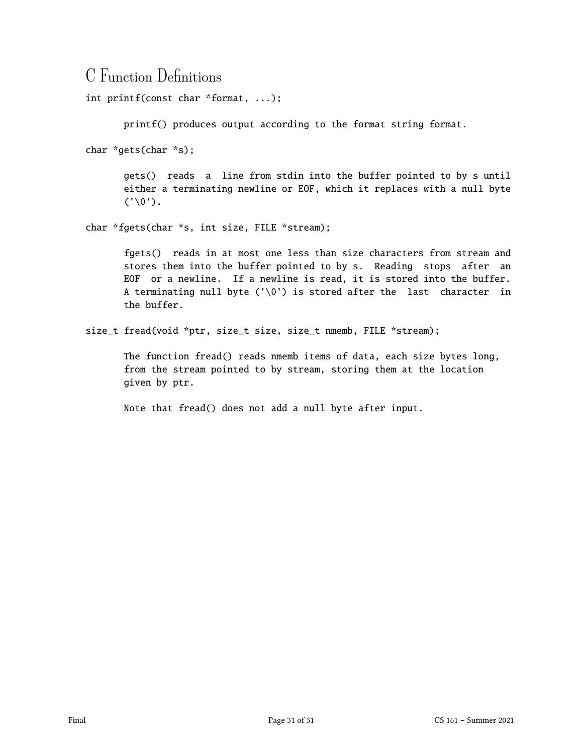# C Function Definitions

```
int printf(const char *format, ...);

       printf() produces output according to the format string format.

char *gets(char *s);

       gets()  reads  a  line from stdin into the buffer pointed to by s until
       either a terminating newline or EOF, which it replaces with a null byte
       ('\0').

char *fgets(char *s, int size, FILE *stream);

       fgets()  reads in at most one less than size characters from stream and
       stores them into the buffer pointed to by s.  Reading  stops  after  an
       EOF  or a newline.  If a newline is read, it is stored into the buffer.
       A terminating null byte ('\0') is stored after the  last  character  in
       the buffer.

size_t fread(void *ptr, size_t size, size_t nmemb, FILE *stream);

       The function fread() reads nmemb items of data, each size bytes long,
       from the stream pointed to by stream, storing them at the location
       given by ptr.

       Note that fread() does not add a null byte after input.
```